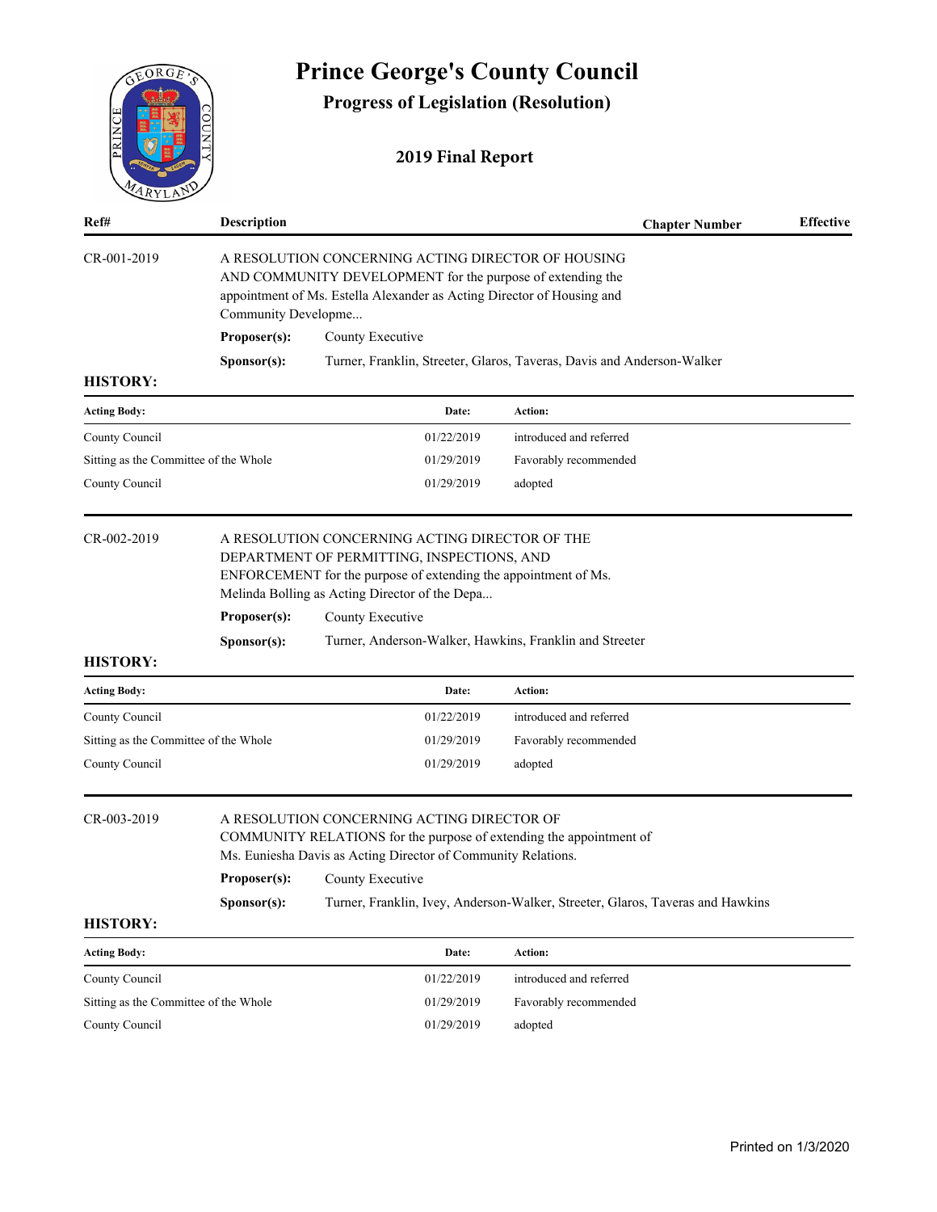# Prince George's County Council

## Progress of Legislation (Resolution)

### 2019 Final Report

| Ref# | Description | Chapter Number | Effective |
|---|---|---|---|

**CR-001-2019**

A RESOLUTION CONCERNING ACTING DIRECTOR OF HOUSING AND COMMUNITY DEVELOPMENT for the purpose of extending the appointment of Ms. Estella Alexander as Acting Director of Housing and Community Developme...

**Proposer(s):** County Executive

**Sponsor(s):** Turner, Franklin, Streeter, Glaros, Taveras, Davis and Anderson-Walker

**HISTORY:**

| Acting Body: | Date: | Action: |
|---|---|---|
| County Council | 01/22/2019 | introduced and referred |
| Sitting as the Committee of the Whole | 01/29/2019 | Favorably recommended |
| County Council | 01/29/2019 | adopted |

**CR-002-2019**

A RESOLUTION CONCERNING ACTING DIRECTOR OF THE DEPARTMENT OF PERMITTING, INSPECTIONS, AND ENFORCEMENT for the purpose of extending the appointment of Ms. Melinda Bolling as Acting Director of the Depa...

**Proposer(s):** County Executive

**Sponsor(s):** Turner, Anderson-Walker, Hawkins, Franklin and Streeter

**HISTORY:**

| Acting Body: | Date: | Action: |
|---|---|---|
| County Council | 01/22/2019 | introduced and referred |
| Sitting as the Committee of the Whole | 01/29/2019 | Favorably recommended |
| County Council | 01/29/2019 | adopted |

**CR-003-2019**

A RESOLUTION CONCERNING ACTING DIRECTOR OF COMMUNITY RELATIONS for the purpose of extending the appointment of Ms. Euniesha Davis as Acting Director of Community Relations.

**Proposer(s):** County Executive

**Sponsor(s):** Turner, Franklin, Ivey, Anderson-Walker, Streeter, Glaros, Taveras and Hawkins

**HISTORY:**

| Acting Body: | Date: | Action: |
|---|---|---|
| County Council | 01/22/2019 | introduced and referred |
| Sitting as the Committee of the Whole | 01/29/2019 | Favorably recommended |
| County Council | 01/29/2019 | adopted |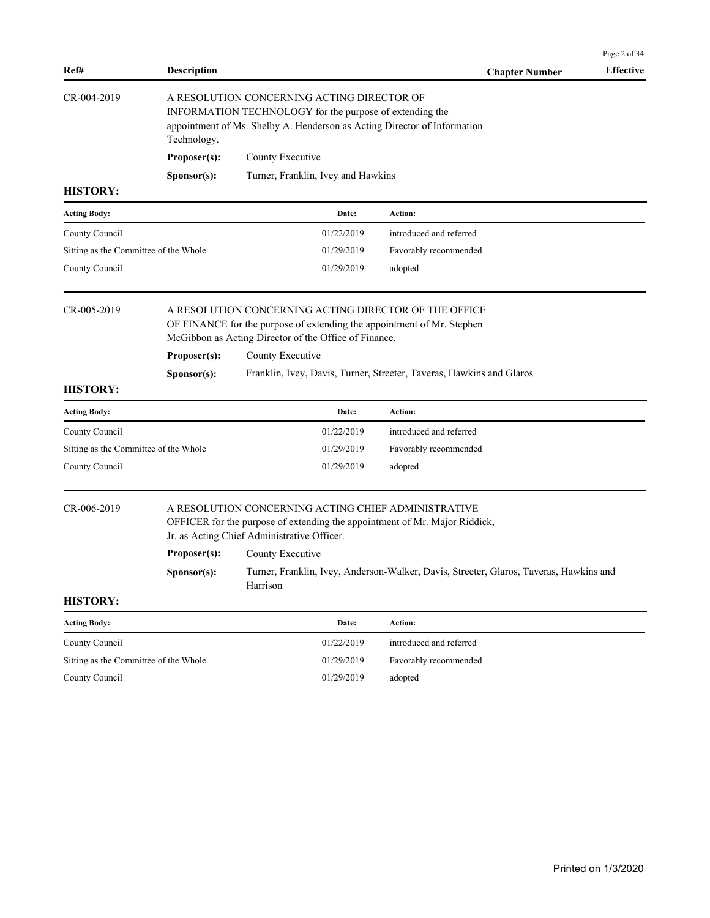| Ref# | Description | Chapter Number | Effective |
|---|---|---|---|

**CR-004-2019**

A RESOLUTION CONCERNING ACTING DIRECTOR OF INFORMATION TECHNOLOGY for the purpose of extending the appointment of Ms. Shelby A. Henderson as Acting Director of Information Technology.

**Proposer(s):** County Executive

**Sponsor(s):** Turner, Franklin, Ivey and Hawkins

**HISTORY:**

| Acting Body: | Date: | Action: |
|---|---|---|
| County Council | 01/22/2019 | introduced and referred |
| Sitting as the Committee of the Whole | 01/29/2019 | Favorably recommended |
| County Council | 01/29/2019 | adopted |

**CR-005-2019**

A RESOLUTION CONCERNING ACTING DIRECTOR OF THE OFFICE OF FINANCE for the purpose of extending the appointment of Mr. Stephen McGibbon as Acting Director of the Office of Finance.

**Proposer(s):** County Executive

**Sponsor(s):** Franklin, Ivey, Davis, Turner, Streeter, Taveras, Hawkins and Glaros

**HISTORY:**

| Acting Body: | Date: | Action: |
|---|---|---|
| County Council | 01/22/2019 | introduced and referred |
| Sitting as the Committee of the Whole | 01/29/2019 | Favorably recommended |
| County Council | 01/29/2019 | adopted |

**CR-006-2019**

A RESOLUTION CONCERNING ACTING CHIEF ADMINISTRATIVE OFFICER for the purpose of extending the appointment of Mr. Major Riddick, Jr. as Acting Chief Administrative Officer.

**Proposer(s):** County Executive

**Sponsor(s):** Turner, Franklin, Ivey, Anderson-Walker, Davis, Streeter, Glaros, Taveras, Hawkins and Harrison

**HISTORY:**

| Acting Body: | Date: | Action: |
|---|---|---|
| County Council | 01/22/2019 | introduced and referred |
| Sitting as the Committee of the Whole | 01/29/2019 | Favorably recommended |
| County Council | 01/29/2019 | adopted |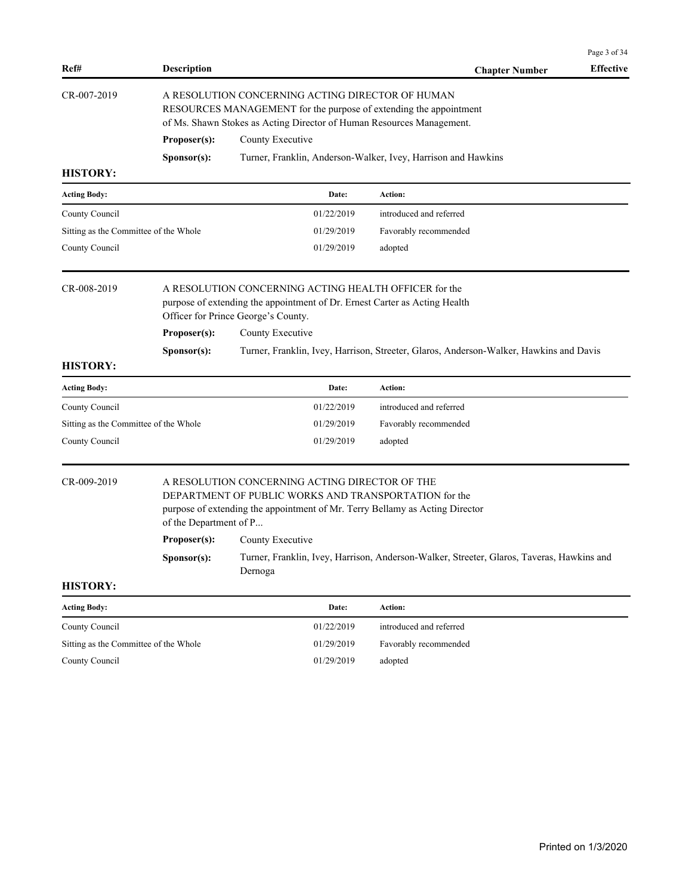| Ref# | Description | Chapter Number | Effective |
|---|---|---|---|

**CR-007-2019**

A RESOLUTION CONCERNING ACTING DIRECTOR OF HUMAN RESOURCES MANAGEMENT for the purpose of extending the appointment of Ms. Shawn Stokes as Acting Director of Human Resources Management.

**Proposer(s):** County Executive

**Sponsor(s):** Turner, Franklin, Anderson-Walker, Ivey, Harrison and Hawkins

**HISTORY:**

| Acting Body: | Date: | Action: |
|---|---|---|
| County Council | 01/22/2019 | introduced and referred |
| Sitting as the Committee of the Whole | 01/29/2019 | Favorably recommended |
| County Council | 01/29/2019 | adopted |

**CR-008-2019**

A RESOLUTION CONCERNING ACTING HEALTH OFFICER for the purpose of extending the appointment of Dr. Ernest Carter as Acting Health Officer for Prince George's County.

**Proposer(s):** County Executive

**Sponsor(s):** Turner, Franklin, Ivey, Harrison, Streeter, Glaros, Anderson-Walker, Hawkins and Davis

**HISTORY:**

| Acting Body: | Date: | Action: |
|---|---|---|
| County Council | 01/22/2019 | introduced and referred |
| Sitting as the Committee of the Whole | 01/29/2019 | Favorably recommended |
| County Council | 01/29/2019 | adopted |

**CR-009-2019**

A RESOLUTION CONCERNING ACTING DIRECTOR OF THE DEPARTMENT OF PUBLIC WORKS AND TRANSPORTATION for the purpose of extending the appointment of Mr. Terry Bellamy as Acting Director of the Department of P...

**Proposer(s):** County Executive

**Sponsor(s):** Turner, Franklin, Ivey, Harrison, Anderson-Walker, Streeter, Glaros, Taveras, Hawkins and Dernoga

**HISTORY:**

| Acting Body: | Date: | Action: |
|---|---|---|
| County Council | 01/22/2019 | introduced and referred |
| Sitting as the Committee of the Whole | 01/29/2019 | Favorably recommended |
| County Council | 01/29/2019 | adopted |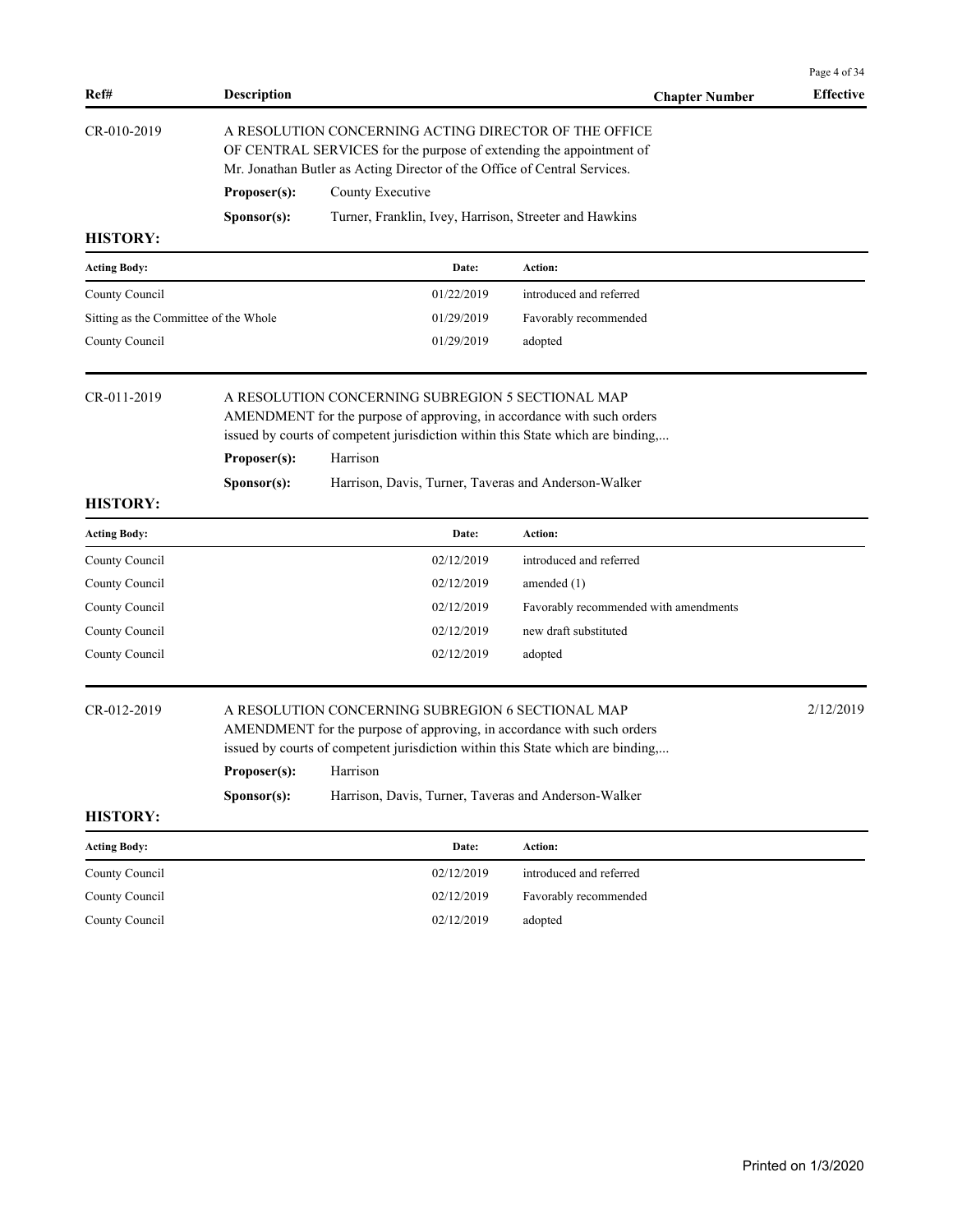| Ref# | Description | Chapter Number | Effective |
|---|---|---|---|

**CR-010-2019**

A RESOLUTION CONCERNING ACTING DIRECTOR OF THE OFFICE OF CENTRAL SERVICES for the purpose of extending the appointment of Mr. Jonathan Butler as Acting Director of the Office of Central Services.

**Proposer(s):** County Executive

**Sponsor(s):** Turner, Franklin, Ivey, Harrison, Streeter and Hawkins

**HISTORY:**

| Acting Body: | Date: | Action: |
|---|---|---|
| County Council | 01/22/2019 | introduced and referred |
| Sitting as the Committee of the Whole | 01/29/2019 | Favorably recommended |
| County Council | 01/29/2019 | adopted |

**CR-011-2019**

A RESOLUTION CONCERNING SUBREGION 5 SECTIONAL MAP AMENDMENT for the purpose of approving, in accordance with such orders issued by courts of competent jurisdiction within this State which are binding,...

**Proposer(s):** Harrison

**Sponsor(s):** Harrison, Davis, Turner, Taveras and Anderson-Walker

**HISTORY:**

| Acting Body: | Date: | Action: |
|---|---|---|
| County Council | 02/12/2019 | introduced and referred |
| County Council | 02/12/2019 | amended (1) |
| County Council | 02/12/2019 | Favorably recommended with amendments |
| County Council | 02/12/2019 | new draft substituted |
| County Council | 02/12/2019 | adopted |

**CR-012-2019** — Effective: 2/12/2019

A RESOLUTION CONCERNING SUBREGION 6 SECTIONAL MAP AMENDMENT for the purpose of approving, in accordance with such orders issued by courts of competent jurisdiction within this State which are binding,...

**Proposer(s):** Harrison

**Sponsor(s):** Harrison, Davis, Turner, Taveras and Anderson-Walker

**HISTORY:**

| Acting Body: | Date: | Action: |
|---|---|---|
| County Council | 02/12/2019 | introduced and referred |
| County Council | 02/12/2019 | Favorably recommended |
| County Council | 02/12/2019 | adopted |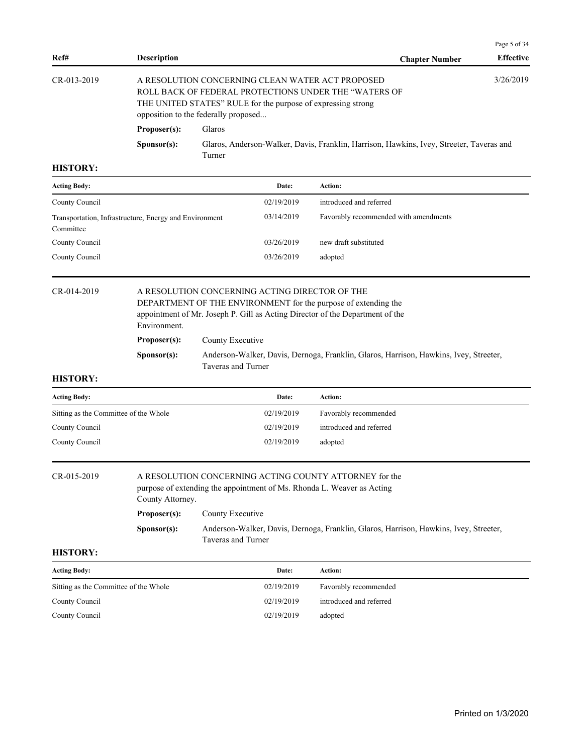| Ref# | Description | Chapter Number | Effective |
|---|---|---|---|

**CR-013-2019** — A RESOLUTION CONCERNING CLEAN WATER ACT PROPOSED ROLL BACK OF FEDERAL PROTECTIONS UNDER THE "WATERS OF THE UNITED STATES" RULE for the purpose of expressing strong opposition to the federally proposed... — Effective: 3/26/2019

**Proposer(s):** Glaros

**Sponsor(s):** Glaros, Anderson-Walker, Davis, Franklin, Harrison, Hawkins, Ivey, Streeter, Taveras and Turner

**HISTORY:**

| Acting Body: | Date: | Action: |
|---|---|---|
| County Council | 02/19/2019 | introduced and referred |
| Transportation, Infrastructure, Energy and Environment Committee | 03/14/2019 | Favorably recommended with amendments |
| County Council | 03/26/2019 | new draft substituted |
| County Council | 03/26/2019 | adopted |

---

**CR-014-2019** — A RESOLUTION CONCERNING ACTING DIRECTOR OF THE DEPARTMENT OF THE ENVIRONMENT for the purpose of extending the appointment of Mr. Joseph P. Gill as Acting Director of the Department of the Environment.

**Proposer(s):** County Executive

**Sponsor(s):** Anderson-Walker, Davis, Dernoga, Franklin, Glaros, Harrison, Hawkins, Ivey, Streeter, Taveras and Turner

**HISTORY:**

| Acting Body: | Date: | Action: |
|---|---|---|
| Sitting as the Committee of the Whole | 02/19/2019 | Favorably recommended |
| County Council | 02/19/2019 | introduced and referred |
| County Council | 02/19/2019 | adopted |

---

**CR-015-2019** — A RESOLUTION CONCERNING ACTING COUNTY ATTORNEY for the purpose of extending the appointment of Ms. Rhonda L. Weaver as Acting County Attorney.

**Proposer(s):** County Executive

**Sponsor(s):** Anderson-Walker, Davis, Dernoga, Franklin, Glaros, Harrison, Hawkins, Ivey, Streeter, Taveras and Turner

**HISTORY:**

| Acting Body: | Date: | Action: |
|---|---|---|
| Sitting as the Committee of the Whole | 02/19/2019 | Favorably recommended |
| County Council | 02/19/2019 | introduced and referred |
| County Council | 02/19/2019 | adopted |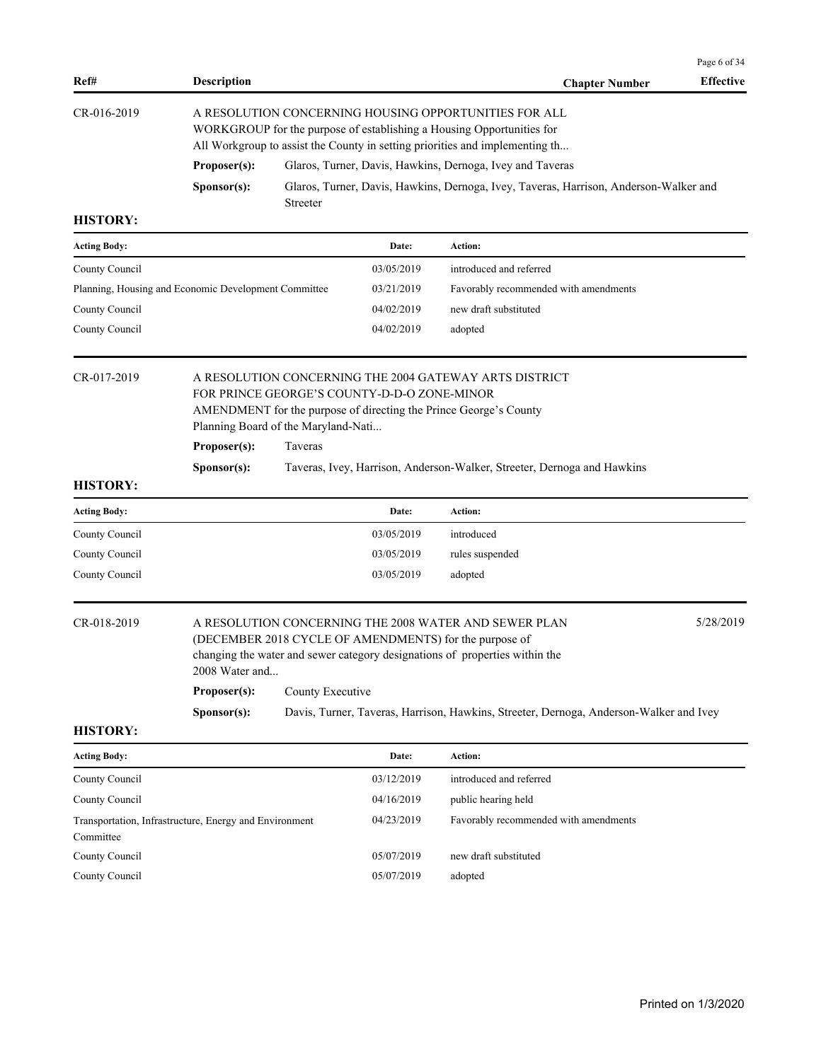| Ref# | Description | Chapter Number | Effective |
|---|---|---|---|

**CR-016-2019**

A RESOLUTION CONCERNING HOUSING OPPORTUNITIES FOR ALL WORKGROUP for the purpose of establishing a Housing Opportunities for All Workgroup to assist the County in setting priorities and implementing th...

**Proposer(s):** Glaros, Turner, Davis, Hawkins, Dernoga, Ivey and Taveras

**Sponsor(s):** Glaros, Turner, Davis, Hawkins, Dernoga, Ivey, Taveras, Harrison, Anderson-Walker and Streeter

**HISTORY:**

| Acting Body: | Date: | Action: |
|---|---|---|
| County Council | 03/05/2019 | introduced and referred |
| Planning, Housing and Economic Development Committee | 03/21/2019 | Favorably recommended with amendments |
| County Council | 04/02/2019 | new draft substituted |
| County Council | 04/02/2019 | adopted |

**CR-017-2019**

A RESOLUTION CONCERNING THE 2004 GATEWAY ARTS DISTRICT FOR PRINCE GEORGE'S COUNTY-D-D-O ZONE-MINOR AMENDMENT for the purpose of directing the Prince George's County Planning Board of the Maryland-Nati...

**Proposer(s):** Taveras

**Sponsor(s):** Taveras, Ivey, Harrison, Anderson-Walker, Streeter, Dernoga and Hawkins

**HISTORY:**

| Acting Body: | Date: | Action: |
|---|---|---|
| County Council | 03/05/2019 | introduced |
| County Council | 03/05/2019 | rules suspended |
| County Council | 03/05/2019 | adopted |

**CR-018-2019** — Effective: 5/28/2019

A RESOLUTION CONCERNING THE 2008 WATER AND SEWER PLAN (DECEMBER 2018 CYCLE OF AMENDMENTS) for the purpose of changing the water and sewer category designations of properties within the 2008 Water and...

**Proposer(s):** County Executive

**Sponsor(s):** Davis, Turner, Taveras, Harrison, Hawkins, Streeter, Dernoga, Anderson-Walker and Ivey

**HISTORY:**

| Acting Body: | Date: | Action: |
|---|---|---|
| County Council | 03/12/2019 | introduced and referred |
| County Council | 04/16/2019 | public hearing held |
| Transportation, Infrastructure, Energy and Environment Committee | 04/23/2019 | Favorably recommended with amendments |
| County Council | 05/07/2019 | new draft substituted |
| County Council | 05/07/2019 | adopted |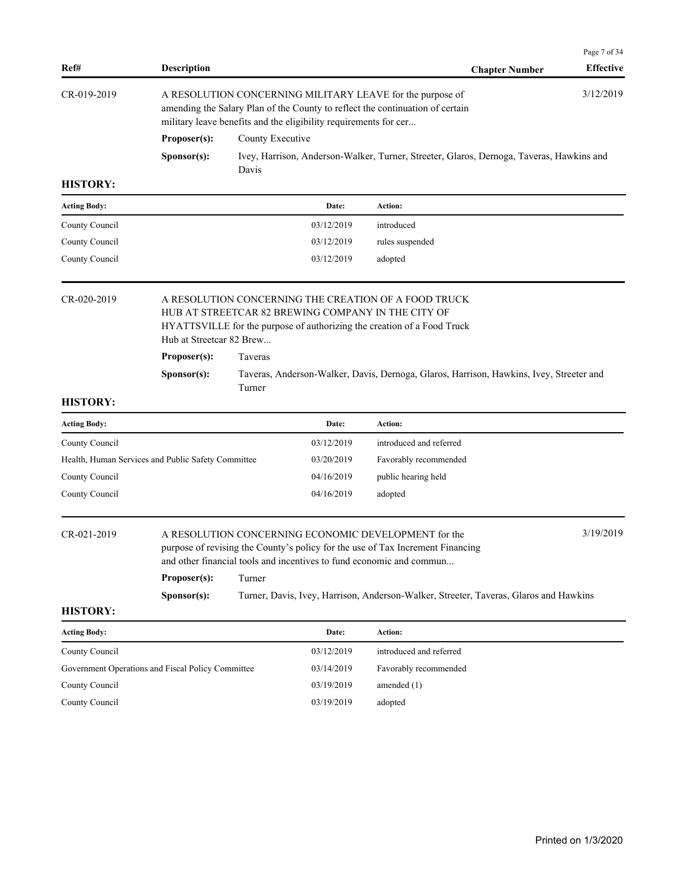| Ref# | Description | Chapter Number | Effective |
|---|---|---|---|

**CR-019-2019** — A RESOLUTION CONCERNING MILITARY LEAVE for the purpose of amending the Salary Plan of the County to reflect the continuation of certain military leave benefits and the eligibility requirements for cer... — Effective: 3/12/2019

**Proposer(s):** County Executive

**Sponsor(s):** Ivey, Harrison, Anderson-Walker, Turner, Streeter, Glaros, Dernoga, Taveras, Hawkins and Davis

**HISTORY:**

| Acting Body: | Date: | Action: |
|---|---|---|
| County Council | 03/12/2019 | introduced |
| County Council | 03/12/2019 | rules suspended |
| County Council | 03/12/2019 | adopted |

**CR-020-2019** — A RESOLUTION CONCERNING THE CREATION OF A FOOD TRUCK HUB AT STREETCAR 82 BREWING COMPANY IN THE CITY OF HYATTSVILLE for the purpose of authorizing the creation of a Food Truck Hub at Streetcar 82 Brew...

**Proposer(s):** Taveras

**Sponsor(s):** Taveras, Anderson-Walker, Davis, Dernoga, Glaros, Harrison, Hawkins, Ivey, Streeter and Turner

**HISTORY:**

| Acting Body: | Date: | Action: |
|---|---|---|
| County Council | 03/12/2019 | introduced and referred |
| Health, Human Services and Public Safety Committee | 03/20/2019 | Favorably recommended |
| County Council | 04/16/2019 | public hearing held |
| County Council | 04/16/2019 | adopted |

**CR-021-2019** — A RESOLUTION CONCERNING ECONOMIC DEVELOPMENT for the purpose of revising the County's policy for the use of Tax Increment Financing and other financial tools and incentives to fund economic and commun... — Effective: 3/19/2019

**Proposer(s):** Turner

**Sponsor(s):** Turner, Davis, Ivey, Harrison, Anderson-Walker, Streeter, Taveras, Glaros and Hawkins

**HISTORY:**

| Acting Body: | Date: | Action: |
|---|---|---|
| County Council | 03/12/2019 | introduced and referred |
| Government Operations and Fiscal Policy Committee | 03/14/2019 | Favorably recommended |
| County Council | 03/19/2019 | amended (1) |
| County Council | 03/19/2019 | adopted |

Printed on 1/3/2020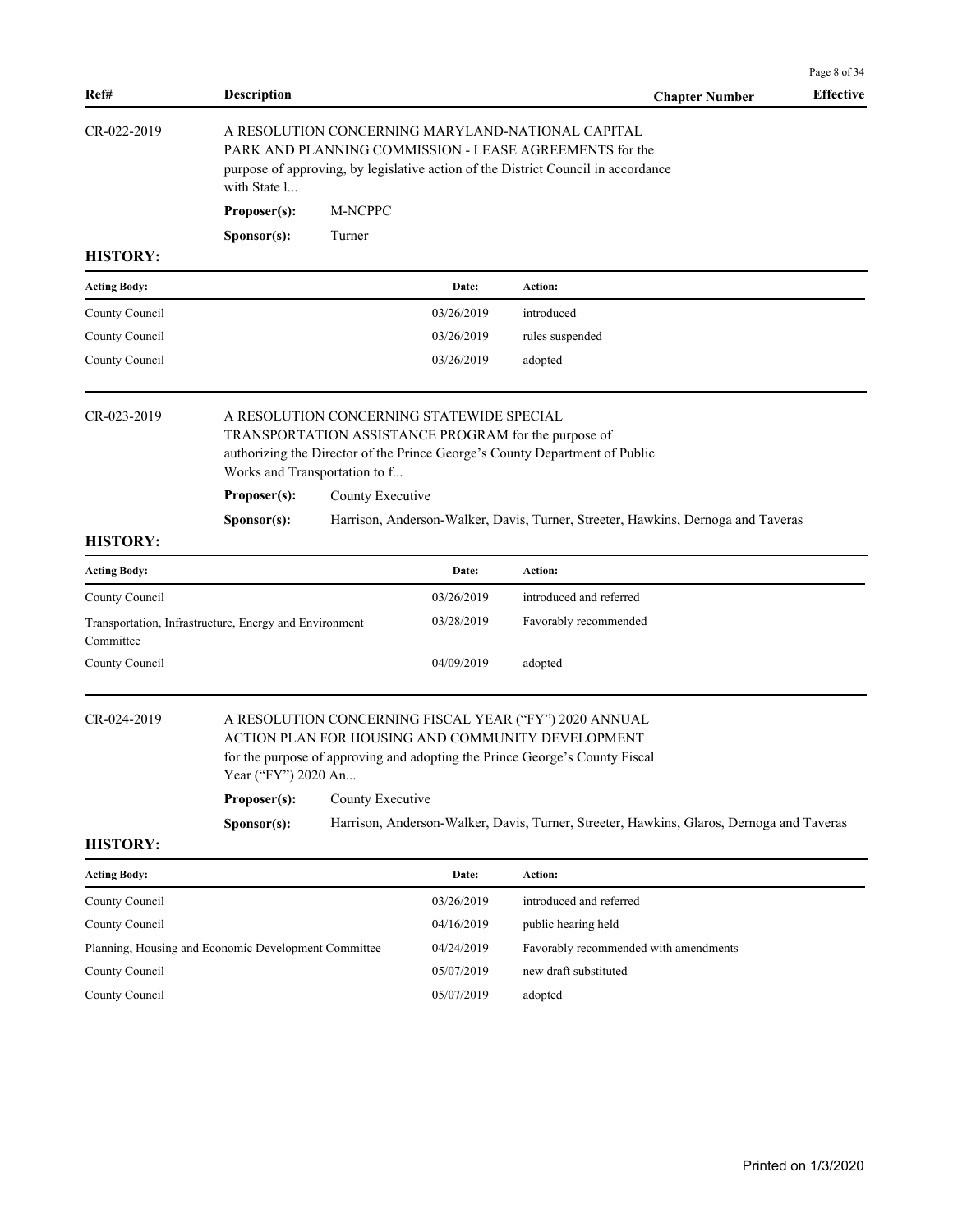| Ref# | Description | Chapter Number | Effective |
|---|---|---|---|

**CR-022-2019**

A RESOLUTION CONCERNING MARYLAND-NATIONAL CAPITAL PARK AND PLANNING COMMISSION - LEASE AGREEMENTS for the purpose of approving, by legislative action of the District Council in accordance with State l...

**Proposer(s):** M-NCPPC

**Sponsor(s):** Turner

**HISTORY:**

| Acting Body: | Date: | Action: |
|---|---|---|
| County Council | 03/26/2019 | introduced |
| County Council | 03/26/2019 | rules suspended |
| County Council | 03/26/2019 | adopted |

**CR-023-2019**

A RESOLUTION CONCERNING STATEWIDE SPECIAL TRANSPORTATION ASSISTANCE PROGRAM for the purpose of authorizing the Director of the Prince George's County Department of Public Works and Transportation to f...

**Proposer(s):** County Executive

**Sponsor(s):** Harrison, Anderson-Walker, Davis, Turner, Streeter, Hawkins, Dernoga and Taveras

**HISTORY:**

| Acting Body: | Date: | Action: |
|---|---|---|
| County Council | 03/26/2019 | introduced and referred |
| Transportation, Infrastructure, Energy and Environment Committee | 03/28/2019 | Favorably recommended |
| County Council | 04/09/2019 | adopted |

**CR-024-2019**

A RESOLUTION CONCERNING FISCAL YEAR ("FY") 2020 ANNUAL ACTION PLAN FOR HOUSING AND COMMUNITY DEVELOPMENT for the purpose of approving and adopting the Prince George's County Fiscal Year ("FY") 2020 An...

**Proposer(s):** County Executive

**Sponsor(s):** Harrison, Anderson-Walker, Davis, Turner, Streeter, Hawkins, Glaros, Dernoga and Taveras

**HISTORY:**

| Acting Body: | Date: | Action: |
|---|---|---|
| County Council | 03/26/2019 | introduced and referred |
| County Council | 04/16/2019 | public hearing held |
| Planning, Housing and Economic Development Committee | 04/24/2019 | Favorably recommended with amendments |
| County Council | 05/07/2019 | new draft substituted |
| County Council | 05/07/2019 | adopted |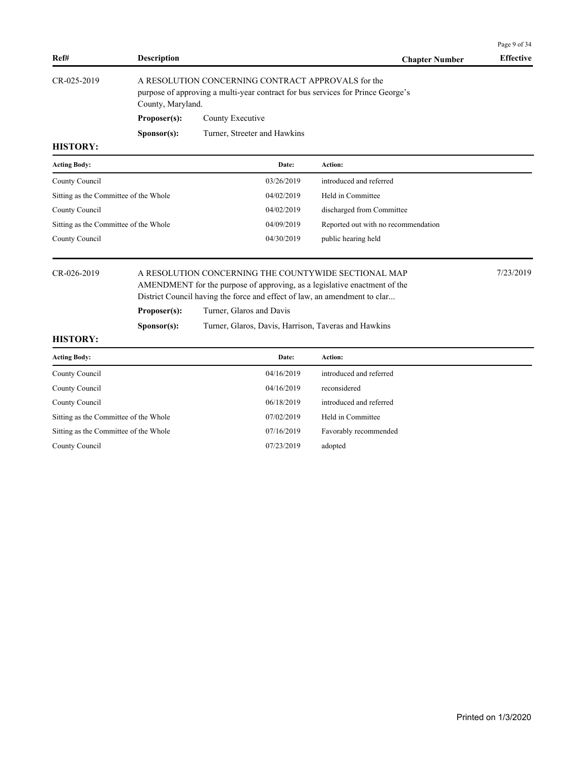| Ref# | Description | Chapter Number | Effective |
|---|---|---|---|

**CR-025-2019**

A RESOLUTION CONCERNING CONTRACT APPROVALS for the purpose of approving a multi-year contract for bus services for Prince George's County, Maryland.

**Proposer(s):** County Executive

**Sponsor(s):** Turner, Streeter and Hawkins

**HISTORY:**

| Acting Body: | Date: | Action: |
|---|---|---|
| County Council | 03/26/2019 | introduced and referred |
| Sitting as the Committee of the Whole | 04/02/2019 | Held in Committee |
| County Council | 04/02/2019 | discharged from Committee |
| Sitting as the Committee of the Whole | 04/09/2019 | Reported out with no recommendation |
| County Council | 04/30/2019 | public hearing held |

**CR-026-2019** — Effective: 7/23/2019

A RESOLUTION CONCERNING THE COUNTYWIDE SECTIONAL MAP AMENDMENT for the purpose of approving, as a legislative enactment of the District Council having the force and effect of law, an amendment to clar...

**Proposer(s):** Turner, Glaros and Davis

**Sponsor(s):** Turner, Glaros, Davis, Harrison, Taveras and Hawkins

**HISTORY:**

| Acting Body: | Date: | Action: |
|---|---|---|
| County Council | 04/16/2019 | introduced and referred |
| County Council | 04/16/2019 | reconsidered |
| County Council | 06/18/2019 | introduced and referred |
| Sitting as the Committee of the Whole | 07/02/2019 | Held in Committee |
| Sitting as the Committee of the Whole | 07/16/2019 | Favorably recommended |
| County Council | 07/23/2019 | adopted |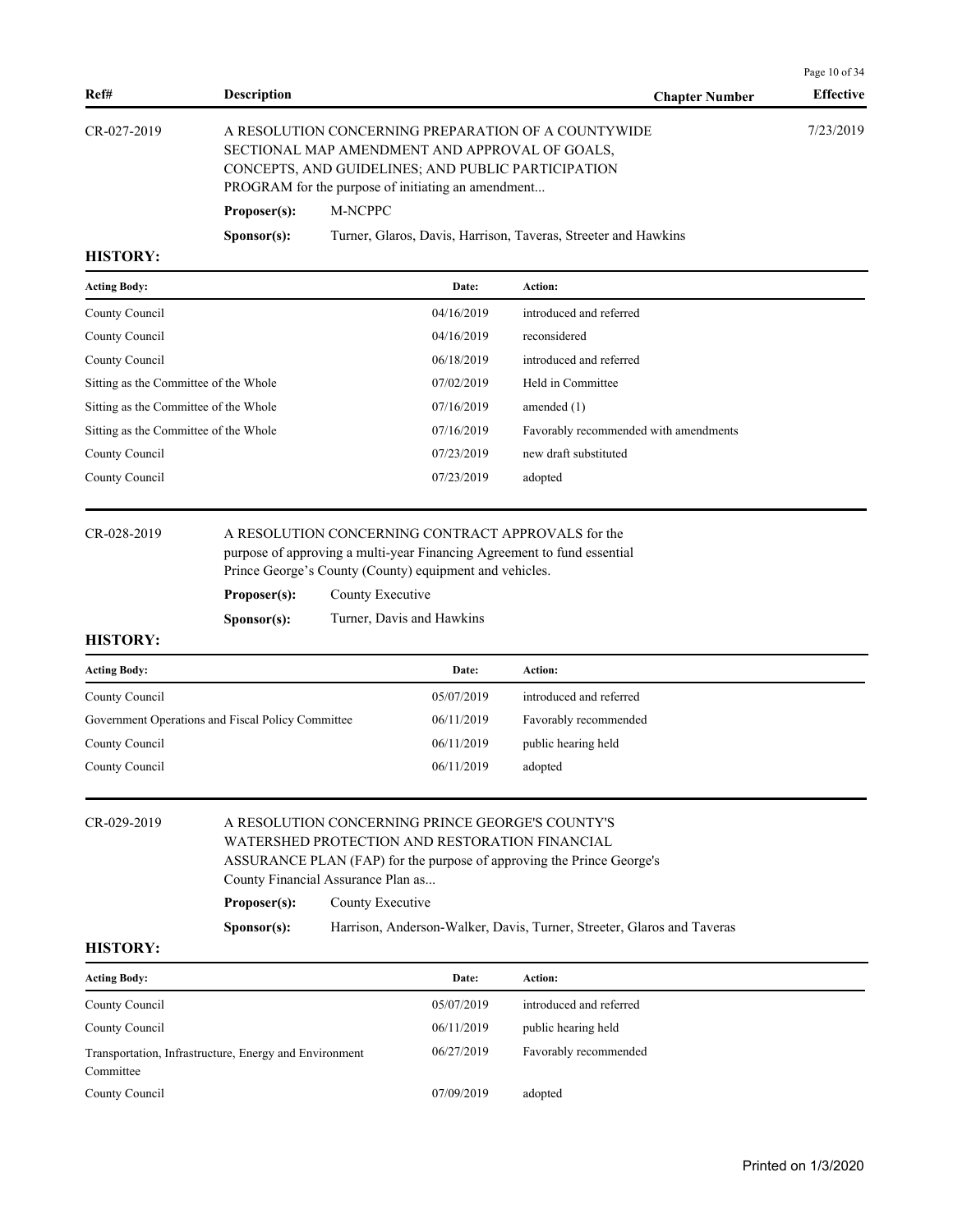| Ref# | Description | Chapter Number | Effective |
|---|---|---|---|
| CR-027-2019 | A RESOLUTION CONCERNING PREPARATION OF A COUNTYWIDE SECTIONAL MAP AMENDMENT AND APPROVAL OF GOALS, CONCEPTS, AND GUIDELINES; AND PUBLIC PARTICIPATION PROGRAM for the purpose of initiating an amendment... | | 7/23/2019 |

**Proposer(s):** M-NCPPC

**Sponsor(s):** Turner, Glaros, Davis, Harrison, Taveras, Streeter and Hawkins

**HISTORY:**

| Acting Body: | Date: | Action: |
|---|---|---|
| County Council | 04/16/2019 | introduced and referred |
| County Council | 04/16/2019 | reconsidered |
| County Council | 06/18/2019 | introduced and referred |
| Sitting as the Committee of the Whole | 07/02/2019 | Held in Committee |
| Sitting as the Committee of the Whole | 07/16/2019 | amended (1) |
| Sitting as the Committee of the Whole | 07/16/2019 | Favorably recommended with amendments |
| County Council | 07/23/2019 | new draft substituted |
| County Council | 07/23/2019 | adopted |

---

**CR-028-2019** A RESOLUTION CONCERNING CONTRACT APPROVALS for the purpose of approving a multi-year Financing Agreement to fund essential Prince George's County (County) equipment and vehicles.

**Proposer(s):** County Executive

**Sponsor(s):** Turner, Davis and Hawkins

**HISTORY:**

| Acting Body: | Date: | Action: |
|---|---|---|
| County Council | 05/07/2019 | introduced and referred |
| Government Operations and Fiscal Policy Committee | 06/11/2019 | Favorably recommended |
| County Council | 06/11/2019 | public hearing held |
| County Council | 06/11/2019 | adopted |

---

**CR-029-2019** A RESOLUTION CONCERNING PRINCE GEORGE'S COUNTY'S WATERSHED PROTECTION AND RESTORATION FINANCIAL ASSURANCE PLAN (FAP) for the purpose of approving the Prince George's County Financial Assurance Plan as...

**Proposer(s):** County Executive

**Sponsor(s):** Harrison, Anderson-Walker, Davis, Turner, Streeter, Glaros and Taveras

**HISTORY:**

| Acting Body: | Date: | Action: |
|---|---|---|
| County Council | 05/07/2019 | introduced and referred |
| County Council | 06/11/2019 | public hearing held |
| Transportation, Infrastructure, Energy and Environment Committee | 06/27/2019 | Favorably recommended |
| County Council | 07/09/2019 | adopted |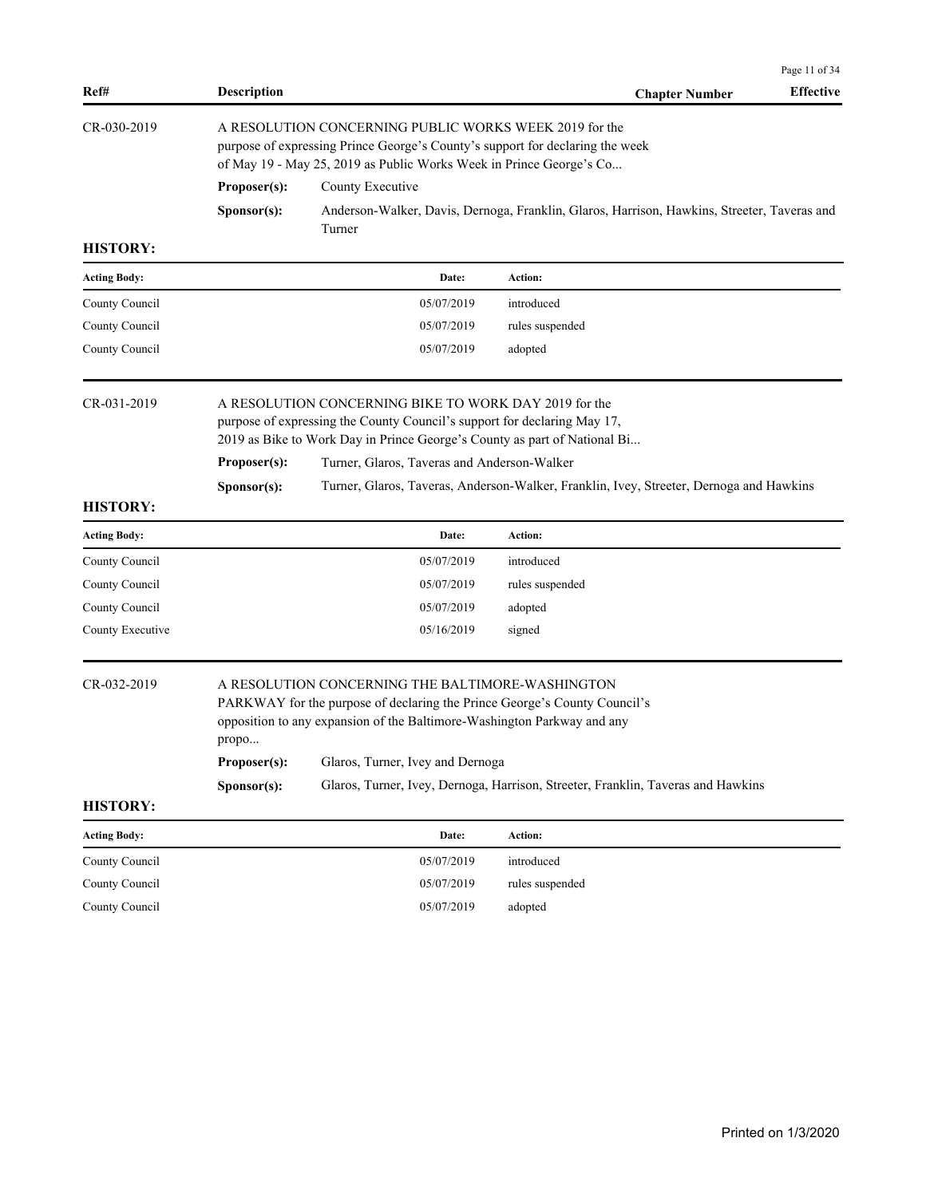| Ref# | Description | Chapter Number | Effective |
|---|---|---|---|

CR-030-2019

A RESOLUTION CONCERNING PUBLIC WORKS WEEK 2019 for the purpose of expressing Prince George's County's support for declaring the week of May 19 - May 25, 2019 as Public Works Week in Prince George's Co...

**Proposer(s):** County Executive

**Sponsor(s):** Anderson-Walker, Davis, Dernoga, Franklin, Glaros, Harrison, Hawkins, Streeter, Taveras and Turner

**HISTORY:**

| Acting Body: | Date: | Action: |
|---|---|---|
| County Council | 05/07/2019 | introduced |
| County Council | 05/07/2019 | rules suspended |
| County Council | 05/07/2019 | adopted |

CR-031-2019

A RESOLUTION CONCERNING BIKE TO WORK DAY 2019 for the purpose of expressing the County Council's support for declaring May 17, 2019 as Bike to Work Day in Prince George's County as part of National Bi...

**Proposer(s):** Turner, Glaros, Taveras and Anderson-Walker

**Sponsor(s):** Turner, Glaros, Taveras, Anderson-Walker, Franklin, Ivey, Streeter, Dernoga and Hawkins

**HISTORY:**

| Acting Body: | Date: | Action: |
|---|---|---|
| County Council | 05/07/2019 | introduced |
| County Council | 05/07/2019 | rules suspended |
| County Council | 05/07/2019 | adopted |
| County Executive | 05/16/2019 | signed |

CR-032-2019

A RESOLUTION CONCERNING THE BALTIMORE-WASHINGTON PARKWAY for the purpose of declaring the Prince George's County Council's opposition to any expansion of the Baltimore-Washington Parkway and any propo...

**Proposer(s):** Glaros, Turner, Ivey and Dernoga

**Sponsor(s):** Glaros, Turner, Ivey, Dernoga, Harrison, Streeter, Franklin, Taveras and Hawkins

**HISTORY:**

| Acting Body: | Date: | Action: |
|---|---|---|
| County Council | 05/07/2019 | introduced |
| County Council | 05/07/2019 | rules suspended |
| County Council | 05/07/2019 | adopted |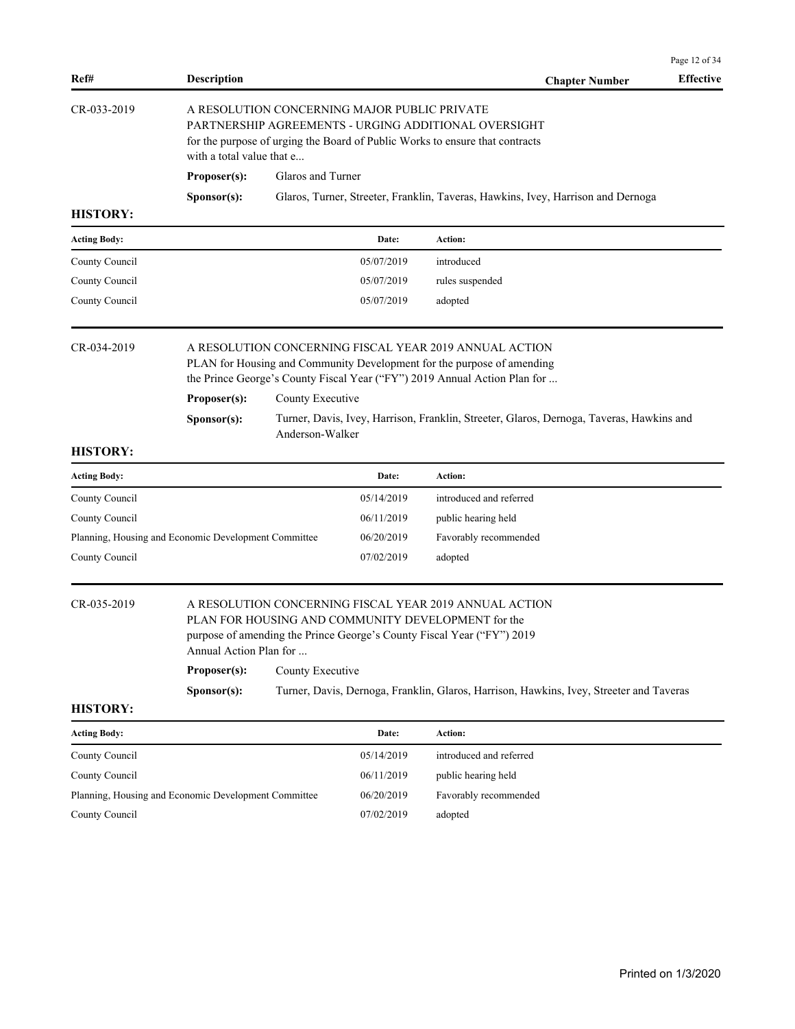| Ref# | Description | Chapter Number | Effective |
|---|---|---|---|

**CR-033-2019**

A RESOLUTION CONCERNING MAJOR PUBLIC PRIVATE PARTNERSHIP AGREEMENTS - URGING ADDITIONAL OVERSIGHT for the purpose of urging the Board of Public Works to ensure that contracts with a total value that e...

**Proposer(s):** Glaros and Turner

**Sponsor(s):** Glaros, Turner, Streeter, Franklin, Taveras, Hawkins, Ivey, Harrison and Dernoga

**HISTORY:**

| Acting Body: | Date: | Action: |
|---|---|---|
| County Council | 05/07/2019 | introduced |
| County Council | 05/07/2019 | rules suspended |
| County Council | 05/07/2019 | adopted |

**CR-034-2019**

A RESOLUTION CONCERNING FISCAL YEAR 2019 ANNUAL ACTION PLAN for Housing and Community Development for the purpose of amending the Prince George's County Fiscal Year ("FY") 2019 Annual Action Plan for ...

**Proposer(s):** County Executive

**Sponsor(s):** Turner, Davis, Ivey, Harrison, Franklin, Streeter, Glaros, Dernoga, Taveras, Hawkins and Anderson-Walker

**HISTORY:**

| Acting Body: | Date: | Action: |
|---|---|---|
| County Council | 05/14/2019 | introduced and referred |
| County Council | 06/11/2019 | public hearing held |
| Planning, Housing and Economic Development Committee | 06/20/2019 | Favorably recommended |
| County Council | 07/02/2019 | adopted |

**CR-035-2019**

A RESOLUTION CONCERNING FISCAL YEAR 2019 ANNUAL ACTION PLAN FOR HOUSING AND COMMUNITY DEVELOPMENT for the purpose of amending the Prince George's County Fiscal Year ("FY") 2019 Annual Action Plan for ...

**Proposer(s):** County Executive

**Sponsor(s):** Turner, Davis, Dernoga, Franklin, Glaros, Harrison, Hawkins, Ivey, Streeter and Taveras

**HISTORY:**

| Acting Body: | Date: | Action: |
|---|---|---|
| County Council | 05/14/2019 | introduced and referred |
| County Council | 06/11/2019 | public hearing held |
| Planning, Housing and Economic Development Committee | 06/20/2019 | Favorably recommended |
| County Council | 07/02/2019 | adopted |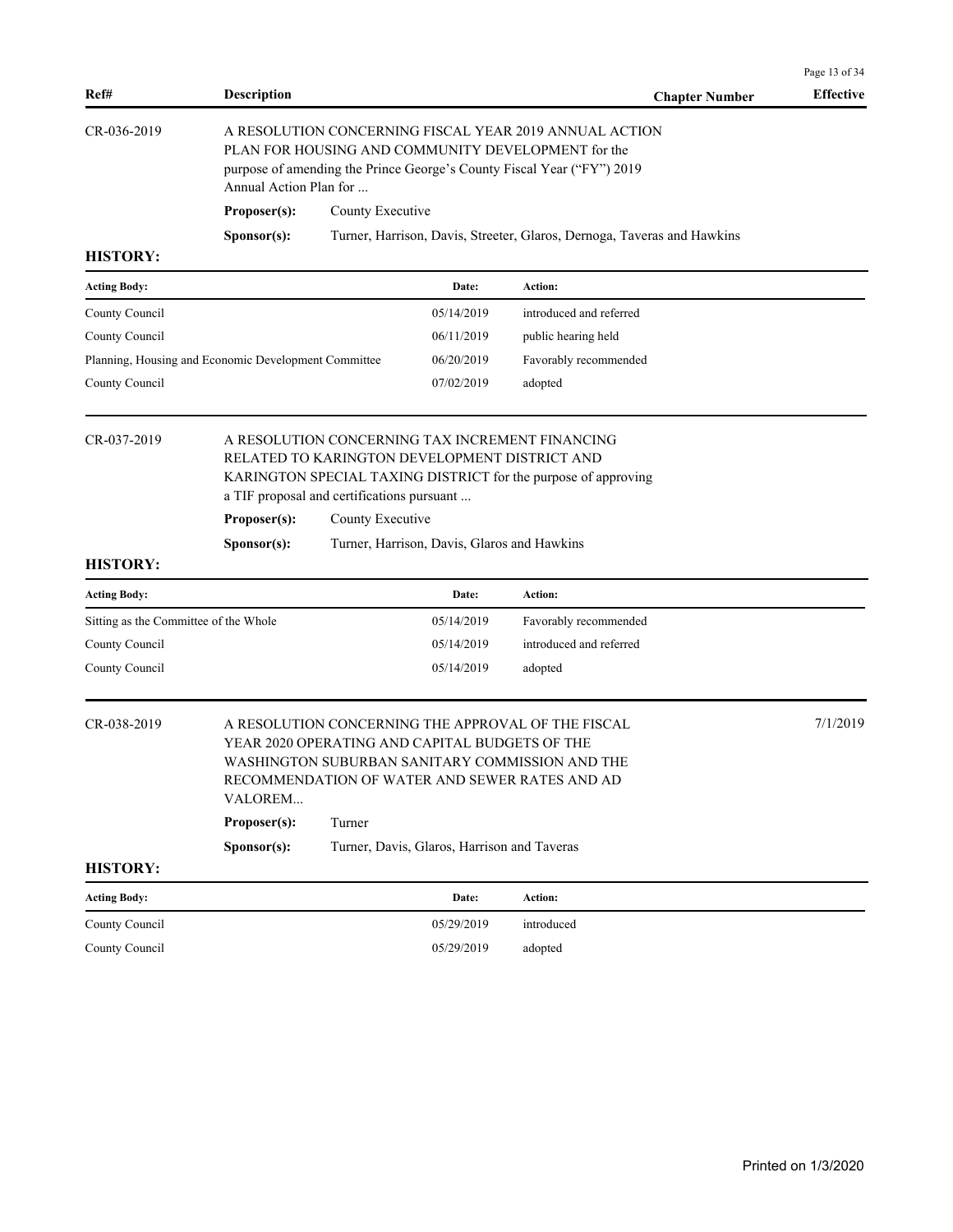| Ref# | Description | Chapter Number | Effective |
|---|---|---|---|

**CR-036-2019**

A RESOLUTION CONCERNING FISCAL YEAR 2019 ANNUAL ACTION PLAN FOR HOUSING AND COMMUNITY DEVELOPMENT for the purpose of amending the Prince George's County Fiscal Year ("FY") 2019 Annual Action Plan for ...

**Proposer(s):** County Executive

**Sponsor(s):** Turner, Harrison, Davis, Streeter, Glaros, Dernoga, Taveras and Hawkins

**HISTORY:**

| Acting Body: | Date: | Action: |
|---|---|---|
| County Council | 05/14/2019 | introduced and referred |
| County Council | 06/11/2019 | public hearing held |
| Planning, Housing and Economic Development Committee | 06/20/2019 | Favorably recommended |
| County Council | 07/02/2019 | adopted |

**CR-037-2019**

A RESOLUTION CONCERNING TAX INCREMENT FINANCING RELATED TO KARINGTON DEVELOPMENT DISTRICT AND KARINGTON SPECIAL TAXING DISTRICT for the purpose of approving a TIF proposal and certifications pursuant ...

**Proposer(s):** County Executive

**Sponsor(s):** Turner, Harrison, Davis, Glaros and Hawkins

**HISTORY:**

| Acting Body: | Date: | Action: |
|---|---|---|
| Sitting as the Committee of the Whole | 05/14/2019 | Favorably recommended |
| County Council | 05/14/2019 | introduced and referred |
| County Council | 05/14/2019 | adopted |

**CR-038-2019** — Effective: 7/1/2019

A RESOLUTION CONCERNING THE APPROVAL OF THE FISCAL YEAR 2020 OPERATING AND CAPITAL BUDGETS OF THE WASHINGTON SUBURBAN SANITARY COMMISSION AND THE RECOMMENDATION OF WATER AND SEWER RATES AND AD VALOREM...

**Proposer(s):** Turner

**Sponsor(s):** Turner, Davis, Glaros, Harrison and Taveras

**HISTORY:**

| Acting Body: | Date: | Action: |
|---|---|---|
| County Council | 05/29/2019 | introduced |
| County Council | 05/29/2019 | adopted |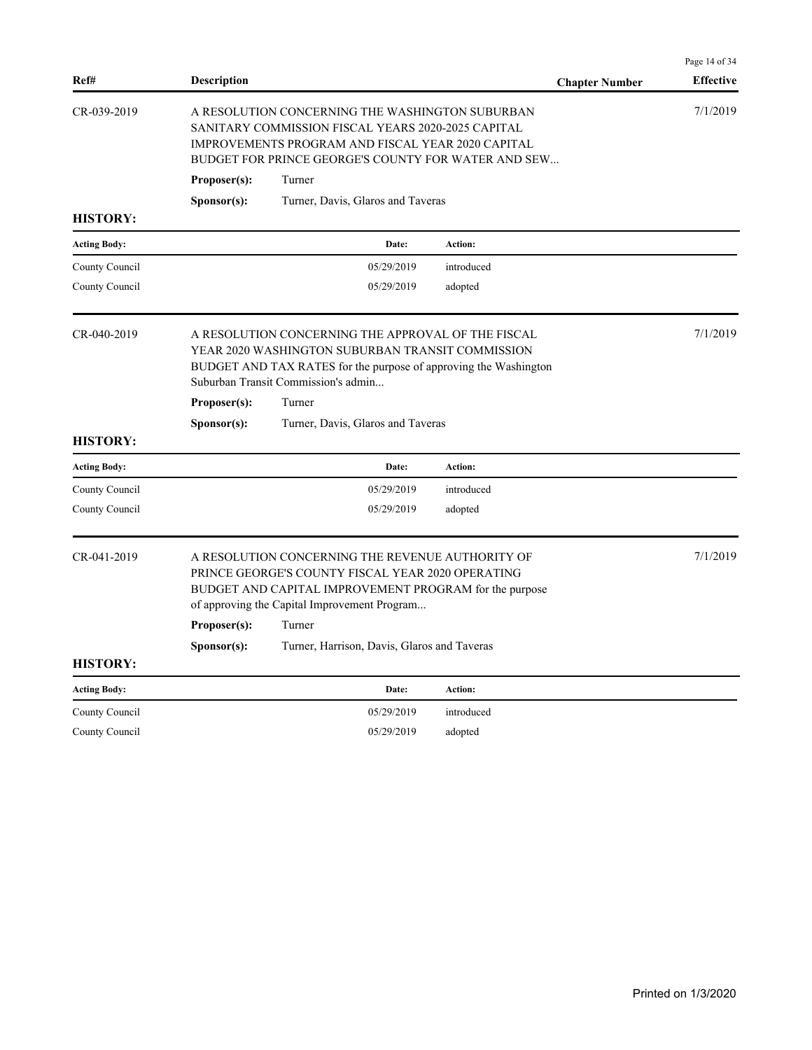| Ref# | Description | Chapter Number | Effective |
|---|---|---|---|
| CR-039-2019 | A RESOLUTION CONCERNING THE WASHINGTON SUBURBAN SANITARY COMMISSION FISCAL YEARS 2020-2025 CAPITAL IMPROVEMENTS PROGRAM AND FISCAL YEAR 2020 CAPITAL BUDGET FOR PRINCE GEORGE'S COUNTY FOR WATER AND SEW... | | 7/1/2019 |

**Proposer(s):** Turner

**Sponsor(s):** Turner, Davis, Glaros and Taveras

**HISTORY:**

| Acting Body: | Date: | Action: |
|---|---|---|
| County Council | 05/29/2019 | introduced |
| County Council | 05/29/2019 | adopted |

| Ref# | Description | Chapter Number | Effective |
|---|---|---|---|
| CR-040-2019 | A RESOLUTION CONCERNING THE APPROVAL OF THE FISCAL YEAR 2020 WASHINGTON SUBURBAN TRANSIT COMMISSION BUDGET AND TAX RATES for the purpose of approving the Washington Suburban Transit Commission's admin... | | 7/1/2019 |

**Proposer(s):** Turner

**Sponsor(s):** Turner, Davis, Glaros and Taveras

**HISTORY:**

| Acting Body: | Date: | Action: |
|---|---|---|
| County Council | 05/29/2019 | introduced |
| County Council | 05/29/2019 | adopted |

| Ref# | Description | Chapter Number | Effective |
|---|---|---|---|
| CR-041-2019 | A RESOLUTION CONCERNING THE REVENUE AUTHORITY OF PRINCE GEORGE'S COUNTY FISCAL YEAR 2020 OPERATING BUDGET AND CAPITAL IMPROVEMENT PROGRAM for the purpose of approving the Capital Improvement Program... | | 7/1/2019 |

**Proposer(s):** Turner

**Sponsor(s):** Turner, Harrison, Davis, Glaros and Taveras

**HISTORY:**

| Acting Body: | Date: | Action: |
|---|---|---|
| County Council | 05/29/2019 | introduced |
| County Council | 05/29/2019 | adopted |

Printed on 1/3/2020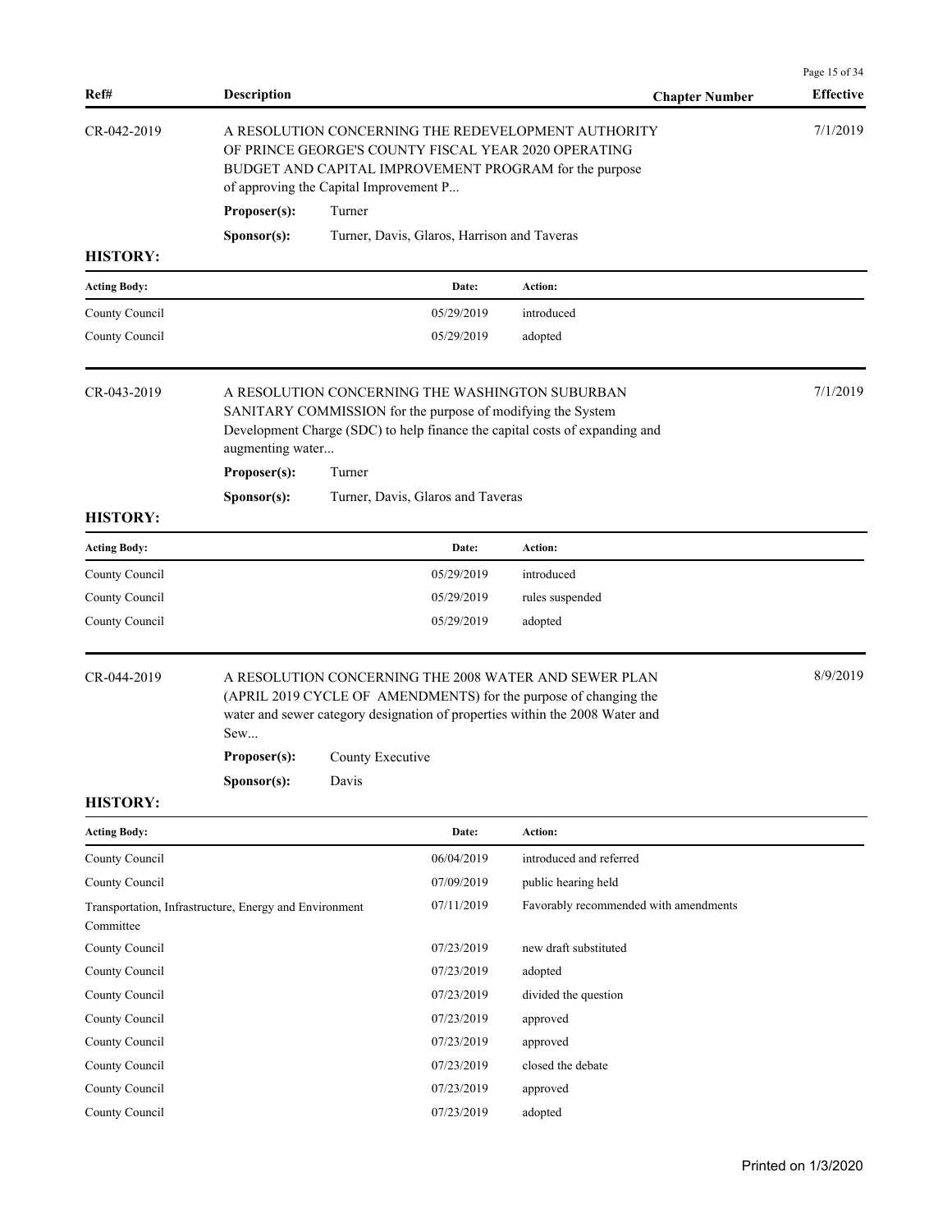| Ref# | Description | Chapter Number | Effective |
|---|---|---|---|
| CR-042-2019 | A RESOLUTION CONCERNING THE REDEVELOPMENT AUTHORITY OF PRINCE GEORGE'S COUNTY FISCAL YEAR 2020 OPERATING BUDGET AND CAPITAL IMPROVEMENT PROGRAM for the purpose of approving the Capital Improvement P... | | 7/1/2019 |

**Proposer(s):** Turner

**Sponsor(s):** Turner, Davis, Glaros, Harrison and Taveras

**HISTORY:**

| Acting Body: | Date: | Action: |
|---|---|---|
| County Council | 05/29/2019 | introduced |
| County Council | 05/29/2019 | adopted |

| Ref# | Description | Chapter Number | Effective |
|---|---|---|---|
| CR-043-2019 | A RESOLUTION CONCERNING THE WASHINGTON SUBURBAN SANITARY COMMISSION for the purpose of modifying the System Development Charge (SDC) to help finance the capital costs of expanding and augmenting water... | | 7/1/2019 |

**Proposer(s):** Turner

**Sponsor(s):** Turner, Davis, Glaros and Taveras

**HISTORY:**

| Acting Body: | Date: | Action: |
|---|---|---|
| County Council | 05/29/2019 | introduced |
| County Council | 05/29/2019 | rules suspended |
| County Council | 05/29/2019 | adopted |

| Ref# | Description | Chapter Number | Effective |
|---|---|---|---|
| CR-044-2019 | A RESOLUTION CONCERNING THE 2008 WATER AND SEWER PLAN (APRIL 2019 CYCLE OF AMENDMENTS) for the purpose of changing the water and sewer category designation of properties within the 2008 Water and Sew... | | 8/9/2019 |

**Proposer(s):** County Executive

**Sponsor(s):** Davis

**HISTORY:**

| Acting Body: | Date: | Action: |
|---|---|---|
| County Council | 06/04/2019 | introduced and referred |
| County Council | 07/09/2019 | public hearing held |
| Transportation, Infrastructure, Energy and Environment Committee | 07/11/2019 | Favorably recommended with amendments |
| County Council | 07/23/2019 | new draft substituted |
| County Council | 07/23/2019 | adopted |
| County Council | 07/23/2019 | divided the question |
| County Council | 07/23/2019 | approved |
| County Council | 07/23/2019 | approved |
| County Council | 07/23/2019 | closed the debate |
| County Council | 07/23/2019 | approved |
| County Council | 07/23/2019 | adopted |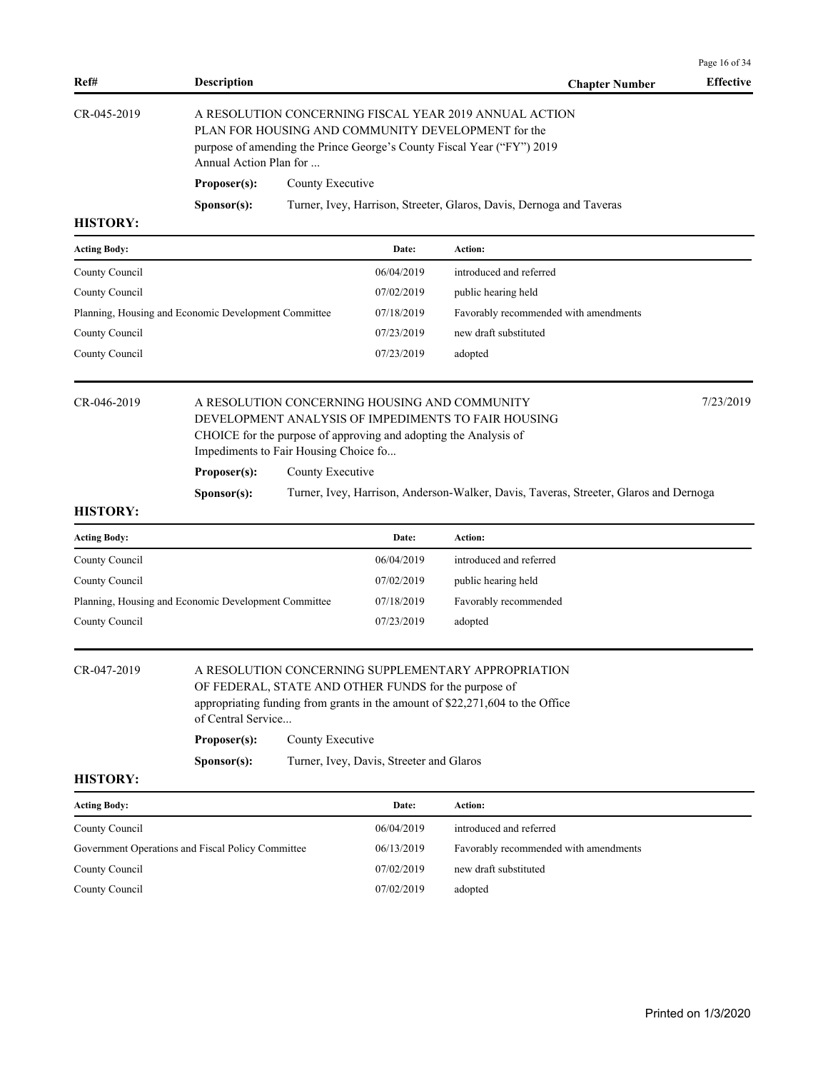| Ref# | Description | Chapter Number | Effective |
|---|---|---|---|

**CR-045-2019**

A RESOLUTION CONCERNING FISCAL YEAR 2019 ANNUAL ACTION PLAN FOR HOUSING AND COMMUNITY DEVELOPMENT for the purpose of amending the Prince George's County Fiscal Year ("FY") 2019 Annual Action Plan for ...

**Proposer(s):** County Executive

**Sponsor(s):** Turner, Ivey, Harrison, Streeter, Glaros, Davis, Dernoga and Taveras

**HISTORY:**

| Acting Body: | Date: | Action: |
|---|---|---|
| County Council | 06/04/2019 | introduced and referred |
| County Council | 07/02/2019 | public hearing held |
| Planning, Housing and Economic Development Committee | 07/18/2019 | Favorably recommended with amendments |
| County Council | 07/23/2019 | new draft substituted |
| County Council | 07/23/2019 | adopted |

**CR-046-2019** — Effective: 7/23/2019

A RESOLUTION CONCERNING HOUSING AND COMMUNITY DEVELOPMENT ANALYSIS OF IMPEDIMENTS TO FAIR HOUSING CHOICE for the purpose of approving and adopting the Analysis of Impediments to Fair Housing Choice fo...

**Proposer(s):** County Executive

**Sponsor(s):** Turner, Ivey, Harrison, Anderson-Walker, Davis, Taveras, Streeter, Glaros and Dernoga

**HISTORY:**

| Acting Body: | Date: | Action: |
|---|---|---|
| County Council | 06/04/2019 | introduced and referred |
| County Council | 07/02/2019 | public hearing held |
| Planning, Housing and Economic Development Committee | 07/18/2019 | Favorably recommended |
| County Council | 07/23/2019 | adopted |

**CR-047-2019**

A RESOLUTION CONCERNING SUPPLEMENTARY APPROPRIATION OF FEDERAL, STATE AND OTHER FUNDS for the purpose of appropriating funding from grants in the amount of $22,271,604 to the Office of Central Service...

**Proposer(s):** County Executive

**Sponsor(s):** Turner, Ivey, Davis, Streeter and Glaros

**HISTORY:**

| Acting Body: | Date: | Action: |
|---|---|---|
| County Council | 06/04/2019 | introduced and referred |
| Government Operations and Fiscal Policy Committee | 06/13/2019 | Favorably recommended with amendments |
| County Council | 07/02/2019 | new draft substituted |
| County Council | 07/02/2019 | adopted |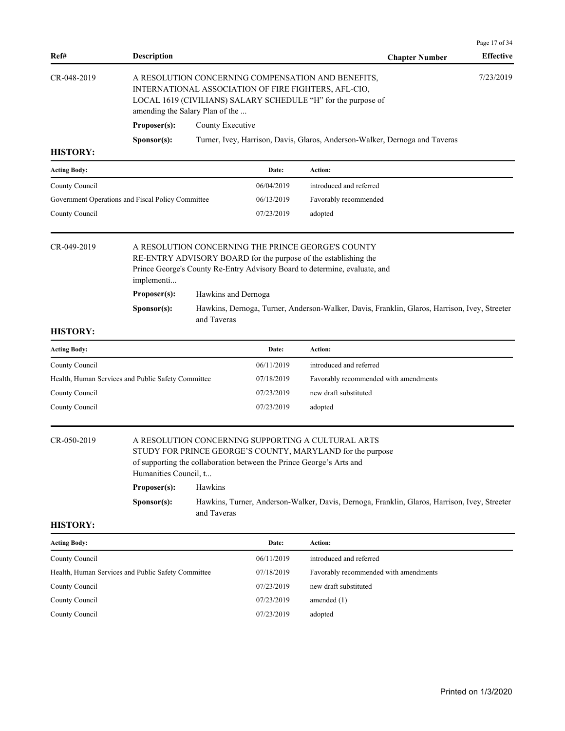| Ref# | Description | Chapter Number | Effective |
|---|---|---|---|
| CR-048-2019 | A RESOLUTION CONCERNING COMPENSATION AND BENEFITS, INTERNATIONAL ASSOCIATION OF FIRE FIGHTERS, AFL-CIO, LOCAL 1619 (CIVILIANS) SALARY SCHEDULE "H" for the purpose of amending the Salary Plan of the ... | | 7/23/2019 |

**Proposer(s):** County Executive

**Sponsor(s):** Turner, Ivey, Harrison, Davis, Glaros, Anderson-Walker, Dernoga and Taveras

**HISTORY:**

| Acting Body: | Date: | Action: |
|---|---|---|
| County Council | 06/04/2019 | introduced and referred |
| Government Operations and Fiscal Policy Committee | 06/13/2019 | Favorably recommended |
| County Council | 07/23/2019 | adopted |

| Ref# | Description | Chapter Number | Effective |
|---|---|---|---|
| CR-049-2019 | A RESOLUTION CONCERNING THE PRINCE GEORGE'S COUNTY RE-ENTRY ADVISORY BOARD for the purpose of the establishing the Prince George's County Re-Entry Advisory Board to determine, evaluate, and implementi... | | |

**Proposer(s):** Hawkins and Dernoga

**Sponsor(s):** Hawkins, Dernoga, Turner, Anderson-Walker, Davis, Franklin, Glaros, Harrison, Ivey, Streeter and Taveras

**HISTORY:**

| Acting Body: | Date: | Action: |
|---|---|---|
| County Council | 06/11/2019 | introduced and referred |
| Health, Human Services and Public Safety Committee | 07/18/2019 | Favorably recommended with amendments |
| County Council | 07/23/2019 | new draft substituted |
| County Council | 07/23/2019 | adopted |

| Ref# | Description | Chapter Number | Effective |
|---|---|---|---|
| CR-050-2019 | A RESOLUTION CONCERNING SUPPORTING A CULTURAL ARTS STUDY FOR PRINCE GEORGE'S COUNTY, MARYLAND for the purpose of supporting the collaboration between the Prince George's Arts and Humanities Council, t... | | |

**Proposer(s):** Hawkins

**Sponsor(s):** Hawkins, Turner, Anderson-Walker, Davis, Dernoga, Franklin, Glaros, Harrison, Ivey, Streeter and Taveras

**HISTORY:**

| Acting Body: | Date: | Action: |
|---|---|---|
| County Council | 06/11/2019 | introduced and referred |
| Health, Human Services and Public Safety Committee | 07/18/2019 | Favorably recommended with amendments |
| County Council | 07/23/2019 | new draft substituted |
| County Council | 07/23/2019 | amended (1) |
| County Council | 07/23/2019 | adopted |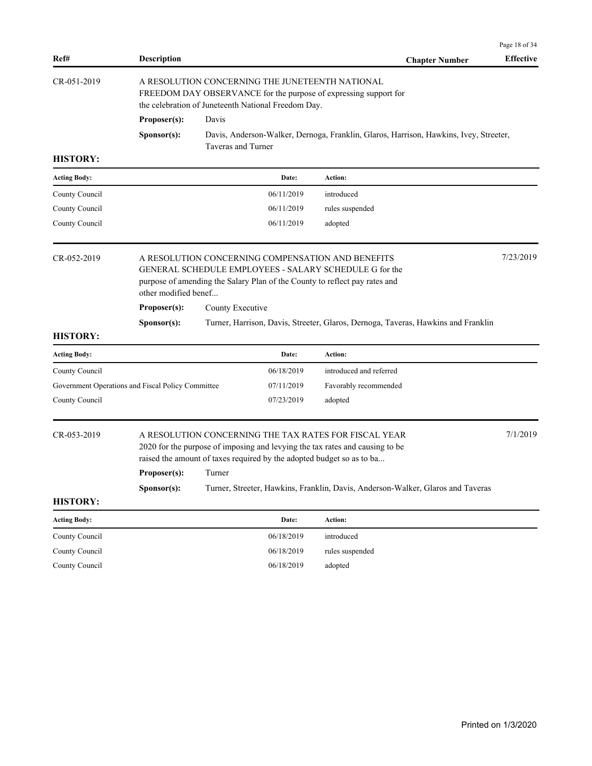| Ref# | Description | Chapter Number | Effective |
|---|---|---|---|

**CR-051-2019**

A RESOLUTION CONCERNING THE JUNETEENTH NATIONAL FREEDOM DAY OBSERVANCE for the purpose of expressing support for the celebration of Juneteenth National Freedom Day.

**Proposer(s):** Davis

**Sponsor(s):** Davis, Anderson-Walker, Dernoga, Franklin, Glaros, Harrison, Hawkins, Ivey, Streeter, Taveras and Turner

**HISTORY:**

| Acting Body: | Date: | Action: |
|---|---|---|
| County Council | 06/11/2019 | introduced |
| County Council | 06/11/2019 | rules suspended |
| County Council | 06/11/2019 | adopted |

**CR-052-2019** — Effective: 7/23/2019

A RESOLUTION CONCERNING COMPENSATION AND BENEFITS GENERAL SCHEDULE EMPLOYEES - SALARY SCHEDULE G for the purpose of amending the Salary Plan of the County to reflect pay rates and other modified benef...

**Proposer(s):** County Executive

**Sponsor(s):** Turner, Harrison, Davis, Streeter, Glaros, Dernoga, Taveras, Hawkins and Franklin

**HISTORY:**

| Acting Body: | Date: | Action: |
|---|---|---|
| County Council | 06/18/2019 | introduced and referred |
| Government Operations and Fiscal Policy Committee | 07/11/2019 | Favorably recommended |
| County Council | 07/23/2019 | adopted |

**CR-053-2019** — Effective: 7/1/2019

A RESOLUTION CONCERNING THE TAX RATES FOR FISCAL YEAR 2020 for the purpose of imposing and levying the tax rates and causing to be raised the amount of taxes required by the adopted budget so as to ba...

**Proposer(s):** Turner

**Sponsor(s):** Turner, Streeter, Hawkins, Franklin, Davis, Anderson-Walker, Glaros and Taveras

**HISTORY:**

| Acting Body: | Date: | Action: |
|---|---|---|
| County Council | 06/18/2019 | introduced |
| County Council | 06/18/2019 | rules suspended |
| County Council | 06/18/2019 | adopted |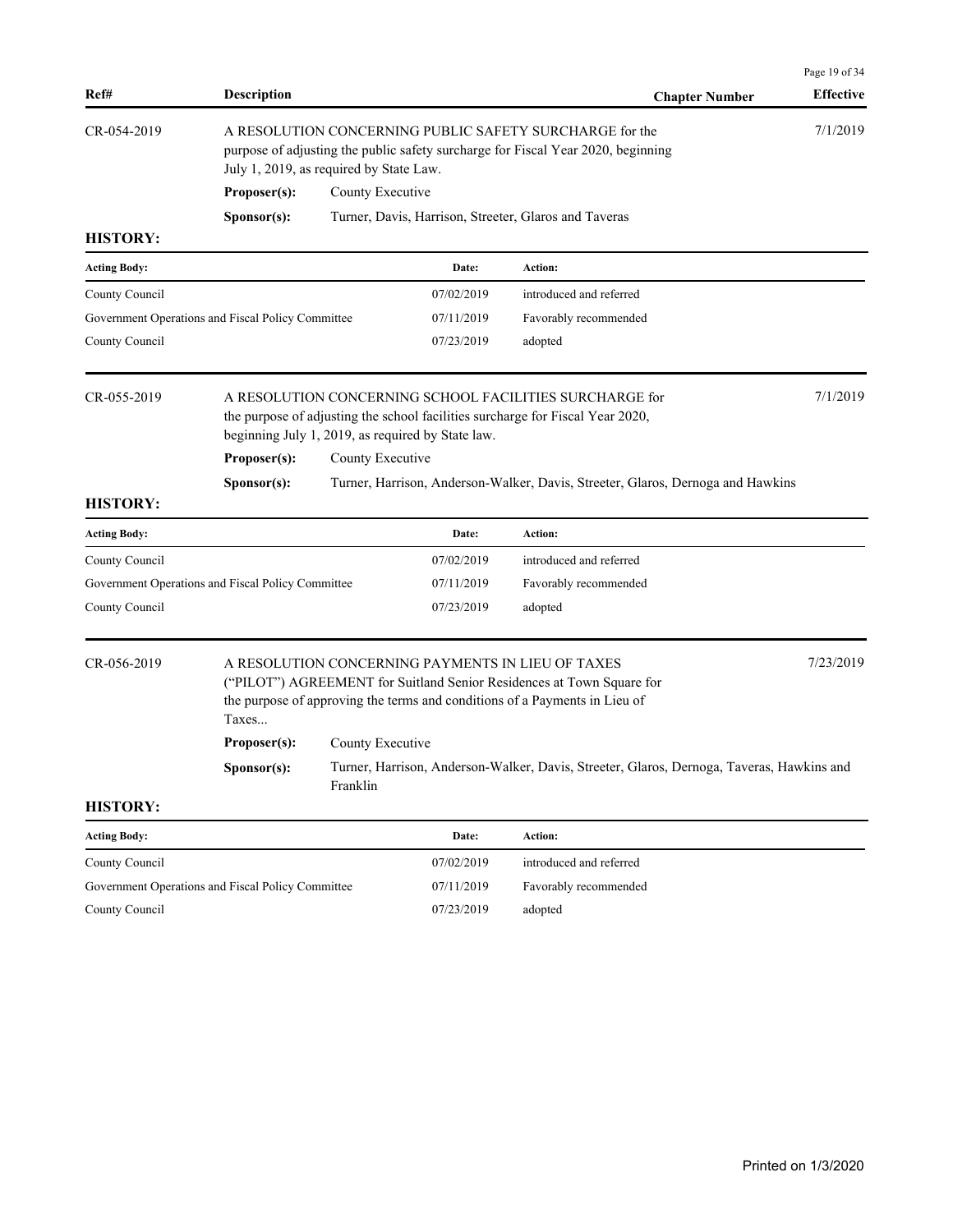| Ref# | Description | Chapter Number | Effective |
|---|---|---|---|

**CR-054-2019** — A RESOLUTION CONCERNING PUBLIC SAFETY SURCHARGE for the purpose of adjusting the public safety surcharge for Fiscal Year 2020, beginning July 1, 2019, as required by State Law. — Effective: 7/1/2019

**Proposer(s):** County Executive

**Sponsor(s):** Turner, Davis, Harrison, Streeter, Glaros and Taveras

**HISTORY:**

| Acting Body: | Date: | Action: |
|---|---|---|
| County Council | 07/02/2019 | introduced and referred |
| Government Operations and Fiscal Policy Committee | 07/11/2019 | Favorably recommended |
| County Council | 07/23/2019 | adopted |

**CR-055-2019** — A RESOLUTION CONCERNING SCHOOL FACILITIES SURCHARGE for the purpose of adjusting the school facilities surcharge for Fiscal Year 2020, beginning July 1, 2019, as required by State law. — Effective: 7/1/2019

**Proposer(s):** County Executive

**Sponsor(s):** Turner, Harrison, Anderson-Walker, Davis, Streeter, Glaros, Dernoga and Hawkins

**HISTORY:**

| Acting Body: | Date: | Action: |
|---|---|---|
| County Council | 07/02/2019 | introduced and referred |
| Government Operations and Fiscal Policy Committee | 07/11/2019 | Favorably recommended |
| County Council | 07/23/2019 | adopted |

**CR-056-2019** — A RESOLUTION CONCERNING PAYMENTS IN LIEU OF TAXES ("PILOT") AGREEMENT for Suitland Senior Residences at Town Square for the purpose of approving the terms and conditions of a Payments in Lieu of Taxes... — Effective: 7/23/2019

**Proposer(s):** County Executive

**Sponsor(s):** Turner, Harrison, Anderson-Walker, Davis, Streeter, Glaros, Dernoga, Taveras, Hawkins and Franklin

**HISTORY:**

| Acting Body: | Date: | Action: |
|---|---|---|
| County Council | 07/02/2019 | introduced and referred |
| Government Operations and Fiscal Policy Committee | 07/11/2019 | Favorably recommended |
| County Council | 07/23/2019 | adopted |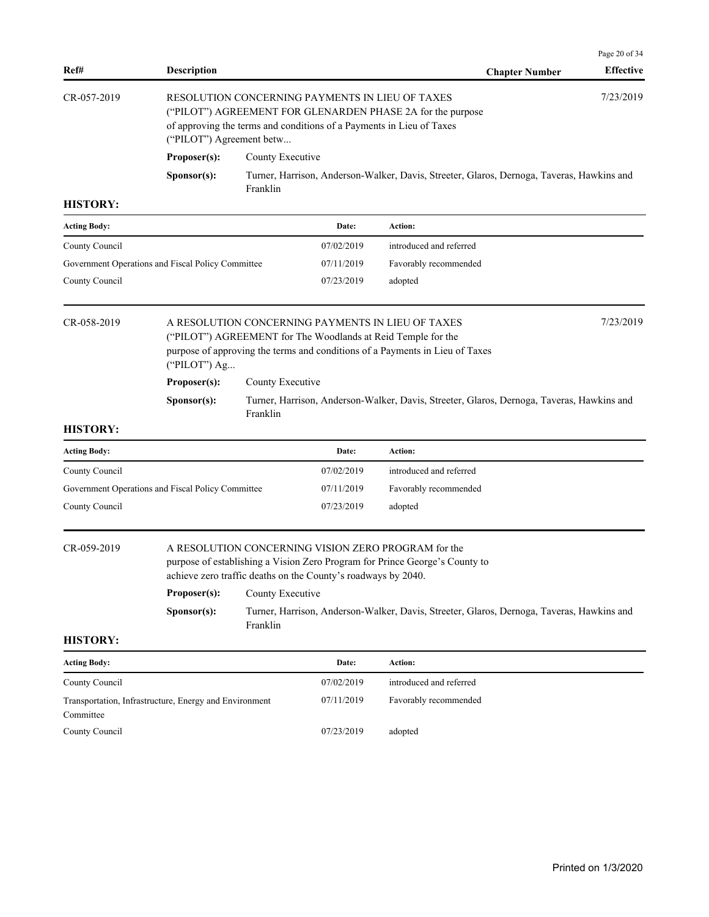| Ref# | Description | Chapter Number | Effective |
|---|---|---|---|
| CR-057-2019 | RESOLUTION CONCERNING PAYMENTS IN LIEU OF TAXES ("PILOT") AGREEMENT FOR GLENARDEN PHASE 2A for the purpose of approving the terms and conditions of a Payments in Lieu of Taxes ("PILOT") Agreement betw... | | 7/23/2019 |

**Proposer(s):** County Executive

**Sponsor(s):** Turner, Harrison, Anderson-Walker, Davis, Streeter, Glaros, Dernoga, Taveras, Hawkins and Franklin

**HISTORY:**

| Acting Body: | Date: | Action: |
|---|---|---|
| County Council | 07/02/2019 | introduced and referred |
| Government Operations and Fiscal Policy Committee | 07/11/2019 | Favorably recommended |
| County Council | 07/23/2019 | adopted |

| Ref# | Description | Chapter Number | Effective |
|---|---|---|---|
| CR-058-2019 | A RESOLUTION CONCERNING PAYMENTS IN LIEU OF TAXES ("PILOT") AGREEMENT for The Woodlands at Reid Temple for the purpose of approving the terms and conditions of a Payments in Lieu of Taxes ("PILOT") Ag... | | 7/23/2019 |

**Proposer(s):** County Executive

**Sponsor(s):** Turner, Harrison, Anderson-Walker, Davis, Streeter, Glaros, Dernoga, Taveras, Hawkins and Franklin

**HISTORY:**

| Acting Body: | Date: | Action: |
|---|---|---|
| County Council | 07/02/2019 | introduced and referred |
| Government Operations and Fiscal Policy Committee | 07/11/2019 | Favorably recommended |
| County Council | 07/23/2019 | adopted |

| Ref# | Description | Chapter Number | Effective |
|---|---|---|---|
| CR-059-2019 | A RESOLUTION CONCERNING VISION ZERO PROGRAM for the purpose of establishing a Vision Zero Program for Prince George's County to achieve zero traffic deaths on the County's roadways by 2040. | | |

**Proposer(s):** County Executive

**Sponsor(s):** Turner, Harrison, Anderson-Walker, Davis, Streeter, Glaros, Dernoga, Taveras, Hawkins and Franklin

**HISTORY:**

| Acting Body: | Date: | Action: |
|---|---|---|
| County Council | 07/02/2019 | introduced and referred |
| Transportation, Infrastructure, Energy and Environment Committee | 07/11/2019 | Favorably recommended |
| County Council | 07/23/2019 | adopted |

Printed on 1/3/2020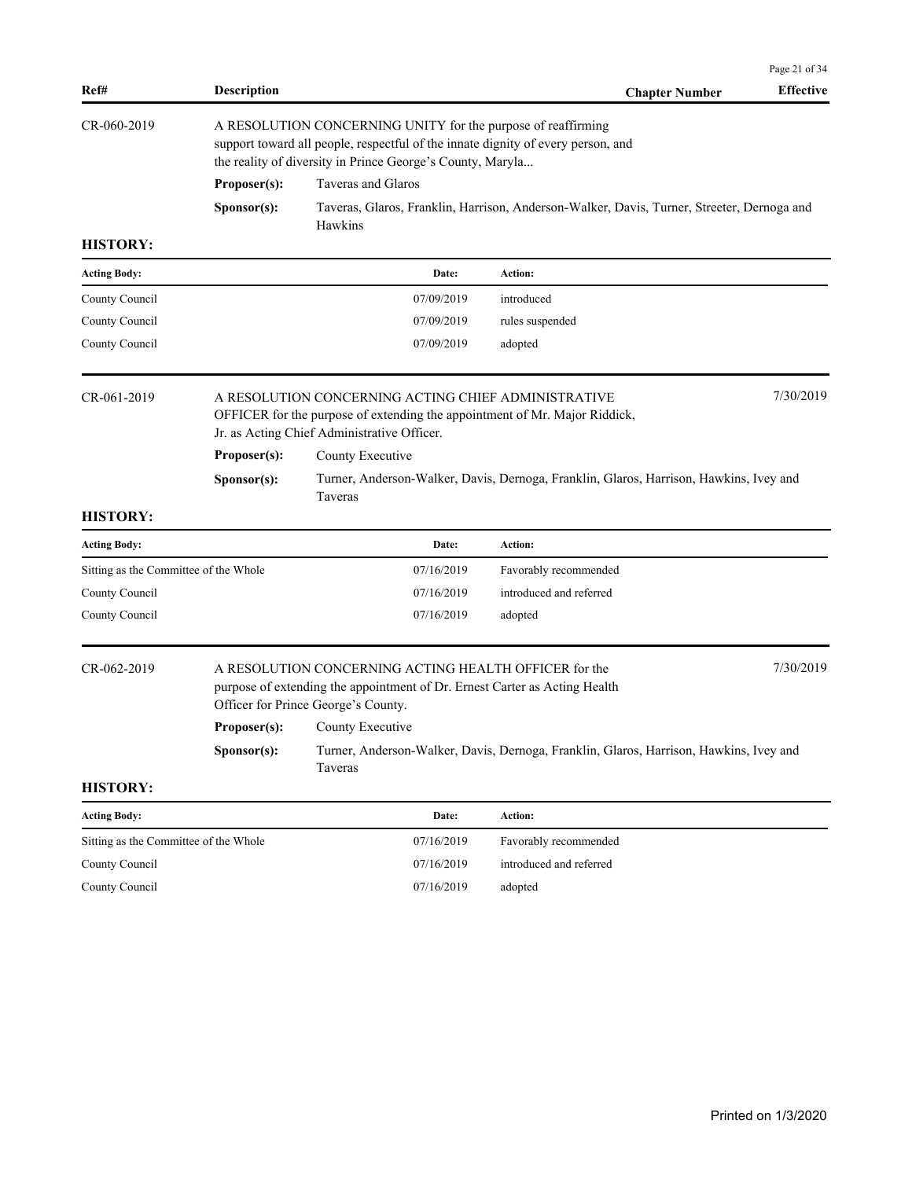| Ref# | Description | Chapter Number | Effective |
|---|---|---|---|

**CR-060-2019**

A RESOLUTION CONCERNING UNITY for the purpose of reaffirming support toward all people, respectful of the innate dignity of every person, and the reality of diversity in Prince George's County, Maryla...

**Proposer(s):** Taveras and Glaros

**Sponsor(s):** Taveras, Glaros, Franklin, Harrison, Anderson-Walker, Davis, Turner, Streeter, Dernoga and Hawkins

**HISTORY:**

| Acting Body: | Date: | Action: |
|---|---|---|
| County Council | 07/09/2019 | introduced |
| County Council | 07/09/2019 | rules suspended |
| County Council | 07/09/2019 | adopted |

**CR-061-2019** — Effective: 7/30/2019

A RESOLUTION CONCERNING ACTING CHIEF ADMINISTRATIVE OFFICER for the purpose of extending the appointment of Mr. Major Riddick, Jr. as Acting Chief Administrative Officer.

**Proposer(s):** County Executive

**Sponsor(s):** Turner, Anderson-Walker, Davis, Dernoga, Franklin, Glaros, Harrison, Hawkins, Ivey and Taveras

**HISTORY:**

| Acting Body: | Date: | Action: |
|---|---|---|
| Sitting as the Committee of the Whole | 07/16/2019 | Favorably recommended |
| County Council | 07/16/2019 | introduced and referred |
| County Council | 07/16/2019 | adopted |

**CR-062-2019** — Effective: 7/30/2019

A RESOLUTION CONCERNING ACTING HEALTH OFFICER for the purpose of extending the appointment of Dr. Ernest Carter as Acting Health Officer for Prince George's County.

**Proposer(s):** County Executive

**Sponsor(s):** Turner, Anderson-Walker, Davis, Dernoga, Franklin, Glaros, Harrison, Hawkins, Ivey and Taveras

**HISTORY:**

| Acting Body: | Date: | Action: |
|---|---|---|
| Sitting as the Committee of the Whole | 07/16/2019 | Favorably recommended |
| County Council | 07/16/2019 | introduced and referred |
| County Council | 07/16/2019 | adopted |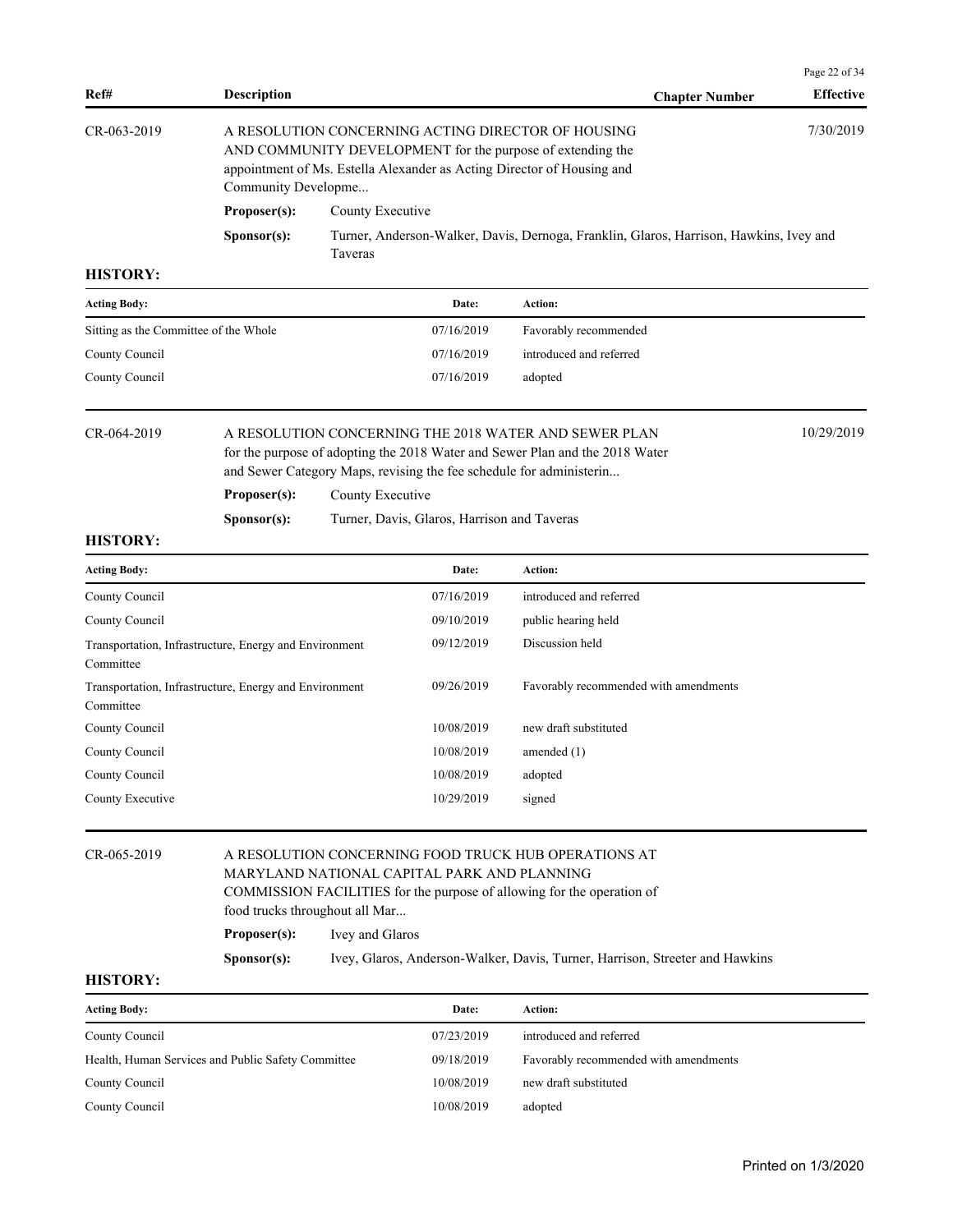| Ref# | Description | Chapter Number | Effective |
|---|---|---|---|

**CR-063-2019** — A RESOLUTION CONCERNING ACTING DIRECTOR OF HOUSING AND COMMUNITY DEVELOPMENT for the purpose of extending the appointment of Ms. Estella Alexander as Acting Director of Housing and Community Developme... — Effective: 7/30/2019

**Proposer(s):** County Executive

**Sponsor(s):** Turner, Anderson-Walker, Davis, Dernoga, Franklin, Glaros, Harrison, Hawkins, Ivey and Taveras

**HISTORY:**

| Acting Body: | Date: | Action: |
|---|---|---|
| Sitting as the Committee of the Whole | 07/16/2019 | Favorably recommended |
| County Council | 07/16/2019 | introduced and referred |
| County Council | 07/16/2019 | adopted |

**CR-064-2019** — A RESOLUTION CONCERNING THE 2018 WATER AND SEWER PLAN for the purpose of adopting the 2018 Water and Sewer Plan and the 2018 Water and Sewer Category Maps, revising the fee schedule for administerin... — Effective: 10/29/2019

**Proposer(s):** County Executive

**Sponsor(s):** Turner, Davis, Glaros, Harrison and Taveras

**HISTORY:**

| Acting Body: | Date: | Action: |
|---|---|---|
| County Council | 07/16/2019 | introduced and referred |
| County Council | 09/10/2019 | public hearing held |
| Transportation, Infrastructure, Energy and Environment Committee | 09/12/2019 | Discussion held |
| Transportation, Infrastructure, Energy and Environment Committee | 09/26/2019 | Favorably recommended with amendments |
| County Council | 10/08/2019 | new draft substituted |
| County Council | 10/08/2019 | amended (1) |
| County Council | 10/08/2019 | adopted |
| County Executive | 10/29/2019 | signed |

**CR-065-2019** — A RESOLUTION CONCERNING FOOD TRUCK HUB OPERATIONS AT MARYLAND NATIONAL CAPITAL PARK AND PLANNING COMMISSION FACILITIES for the purpose of allowing for the operation of food trucks throughout all Mar...

**Proposer(s):** Ivey and Glaros

**Sponsor(s):** Ivey, Glaros, Anderson-Walker, Davis, Turner, Harrison, Streeter and Hawkins

**HISTORY:**

| Acting Body: | Date: | Action: |
|---|---|---|
| County Council | 07/23/2019 | introduced and referred |
| Health, Human Services and Public Safety Committee | 09/18/2019 | Favorably recommended with amendments |
| County Council | 10/08/2019 | new draft substituted |
| County Council | 10/08/2019 | adopted |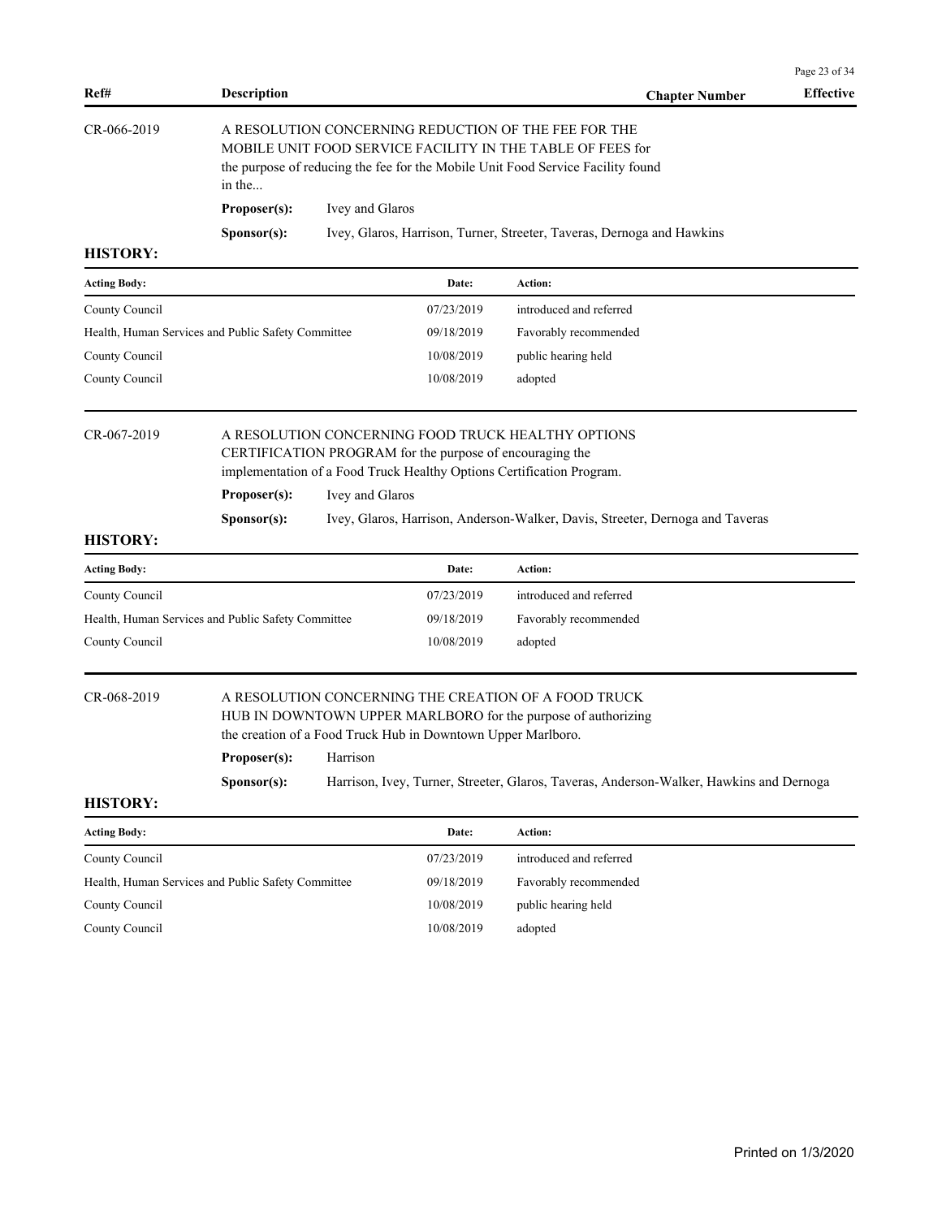| Ref# | Description | Chapter Number | Effective |
|---|---|---|---|

**CR-066-2019**

A RESOLUTION CONCERNING REDUCTION OF THE FEE FOR THE MOBILE UNIT FOOD SERVICE FACILITY IN THE TABLE OF FEES for the purpose of reducing the fee for the Mobile Unit Food Service Facility found in the...

**Proposer(s):** Ivey and Glaros

**Sponsor(s):** Ivey, Glaros, Harrison, Turner, Streeter, Taveras, Dernoga and Hawkins

**HISTORY:**

| Acting Body: | Date: | Action: |
|---|---|---|
| County Council | 07/23/2019 | introduced and referred |
| Health, Human Services and Public Safety Committee | 09/18/2019 | Favorably recommended |
| County Council | 10/08/2019 | public hearing held |
| County Council | 10/08/2019 | adopted |

**CR-067-2019**

A RESOLUTION CONCERNING FOOD TRUCK HEALTHY OPTIONS CERTIFICATION PROGRAM for the purpose of encouraging the implementation of a Food Truck Healthy Options Certification Program.

**Proposer(s):** Ivey and Glaros

**Sponsor(s):** Ivey, Glaros, Harrison, Anderson-Walker, Davis, Streeter, Dernoga and Taveras

**HISTORY:**

| Acting Body: | Date: | Action: |
|---|---|---|
| County Council | 07/23/2019 | introduced and referred |
| Health, Human Services and Public Safety Committee | 09/18/2019 | Favorably recommended |
| County Council | 10/08/2019 | adopted |

**CR-068-2019**

A RESOLUTION CONCERNING THE CREATION OF A FOOD TRUCK HUB IN DOWNTOWN UPPER MARLBORO for the purpose of authorizing the creation of a Food Truck Hub in Downtown Upper Marlboro.

**Proposer(s):** Harrison

**Sponsor(s):** Harrison, Ivey, Turner, Streeter, Glaros, Taveras, Anderson-Walker, Hawkins and Dernoga

**HISTORY:**

| Acting Body: | Date: | Action: |
|---|---|---|
| County Council | 07/23/2019 | introduced and referred |
| Health, Human Services and Public Safety Committee | 09/18/2019 | Favorably recommended |
| County Council | 10/08/2019 | public hearing held |
| County Council | 10/08/2019 | adopted |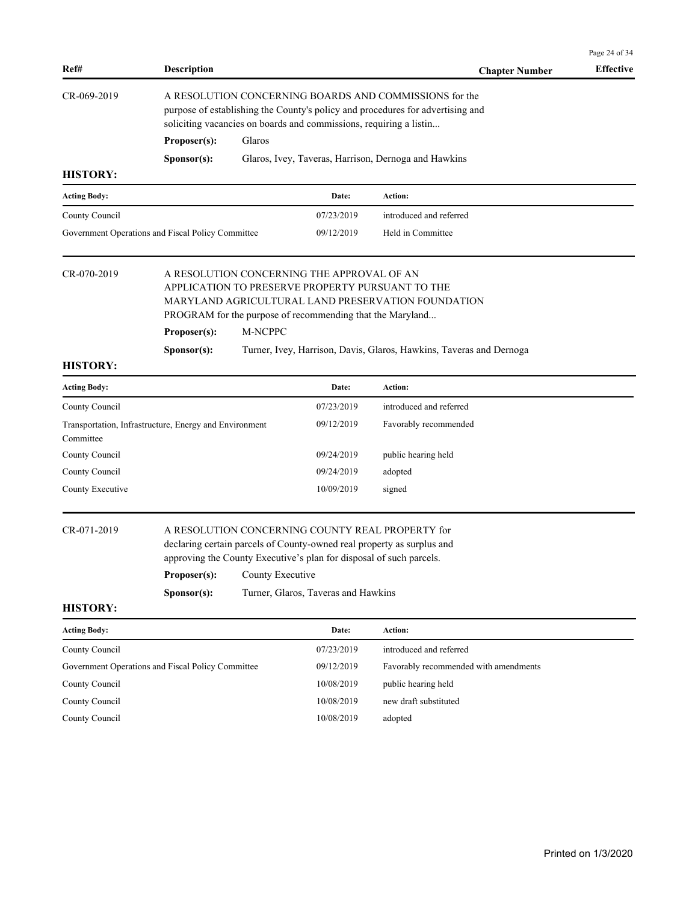| Ref# | Description | Chapter Number | Effective |
|---|---|---|---|

CR-069-2019 A RESOLUTION CONCERNING BOARDS AND COMMISSIONS for the purpose of establishing the County's policy and procedures for advertising and soliciting vacancies on boards and commissions, requiring a listin...

**Proposer(s):** Glaros

**Sponsor(s):** Glaros, Ivey, Taveras, Harrison, Dernoga and Hawkins

**HISTORY:**

| Acting Body: | Date: | Action: |
|---|---|---|
| County Council | 07/23/2019 | introduced and referred |
| Government Operations and Fiscal Policy Committee | 09/12/2019 | Held in Committee |

CR-070-2019 A RESOLUTION CONCERNING THE APPROVAL OF AN APPLICATION TO PRESERVE PROPERTY PURSUANT TO THE MARYLAND AGRICULTURAL LAND PRESERVATION FOUNDATION PROGRAM for the purpose of recommending that the Maryland...

**Proposer(s):** M-NCPPC

**Sponsor(s):** Turner, Ivey, Harrison, Davis, Glaros, Hawkins, Taveras and Dernoga

**HISTORY:**

| Acting Body: | Date: | Action: |
|---|---|---|
| County Council | 07/23/2019 | introduced and referred |
| Transportation, Infrastructure, Energy and Environment Committee | 09/12/2019 | Favorably recommended |
| County Council | 09/24/2019 | public hearing held |
| County Council | 09/24/2019 | adopted |
| County Executive | 10/09/2019 | signed |

CR-071-2019 A RESOLUTION CONCERNING COUNTY REAL PROPERTY for declaring certain parcels of County-owned real property as surplus and approving the County Executive's plan for disposal of such parcels.

**Proposer(s):** County Executive

**Sponsor(s):** Turner, Glaros, Taveras and Hawkins

**HISTORY:**

| Acting Body: | Date: | Action: |
|---|---|---|
| County Council | 07/23/2019 | introduced and referred |
| Government Operations and Fiscal Policy Committee | 09/12/2019 | Favorably recommended with amendments |
| County Council | 10/08/2019 | public hearing held |
| County Council | 10/08/2019 | new draft substituted |
| County Council | 10/08/2019 | adopted |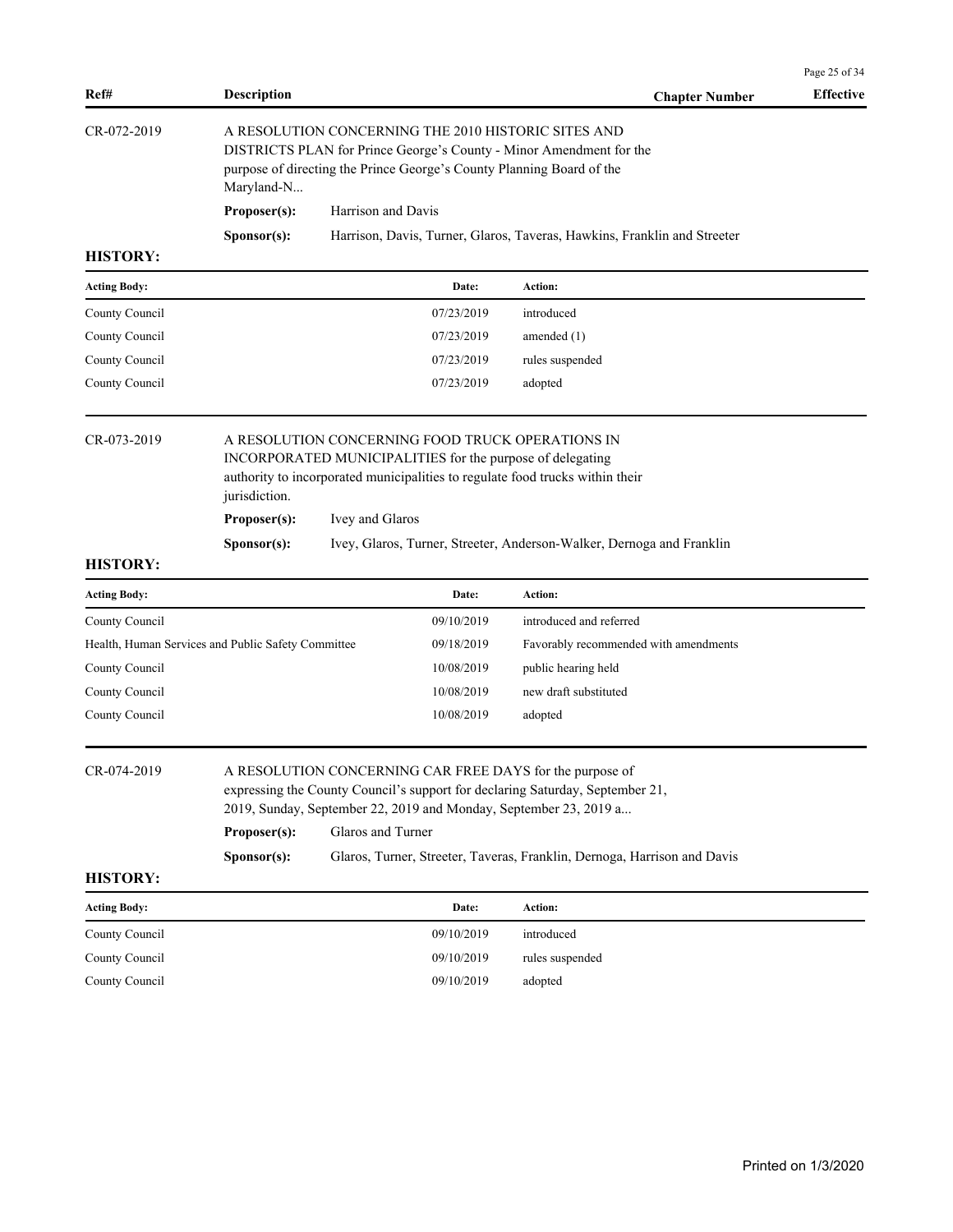| Ref# | Description | Chapter Number | Effective |
|---|---|---|---|

**CR-072-2019**

A RESOLUTION CONCERNING THE 2010 HISTORIC SITES AND DISTRICTS PLAN for Prince George's County - Minor Amendment for the purpose of directing the Prince George's County Planning Board of the Maryland-N...

**Proposer(s):** Harrison and Davis

**Sponsor(s):** Harrison, Davis, Turner, Glaros, Taveras, Hawkins, Franklin and Streeter

**HISTORY:**

| Acting Body: | Date: | Action: |
|---|---|---|
| County Council | 07/23/2019 | introduced |
| County Council | 07/23/2019 | amended (1) |
| County Council | 07/23/2019 | rules suspended |
| County Council | 07/23/2019 | adopted |

**CR-073-2019**

A RESOLUTION CONCERNING FOOD TRUCK OPERATIONS IN INCORPORATED MUNICIPALITIES for the purpose of delegating authority to incorporated municipalities to regulate food trucks within their jurisdiction.

**Proposer(s):** Ivey and Glaros

**Sponsor(s):** Ivey, Glaros, Turner, Streeter, Anderson-Walker, Dernoga and Franklin

**HISTORY:**

| Acting Body: | Date: | Action: |
|---|---|---|
| County Council | 09/10/2019 | introduced and referred |
| Health, Human Services and Public Safety Committee | 09/18/2019 | Favorably recommended with amendments |
| County Council | 10/08/2019 | public hearing held |
| County Council | 10/08/2019 | new draft substituted |
| County Council | 10/08/2019 | adopted |

**CR-074-2019**

A RESOLUTION CONCERNING CAR FREE DAYS for the purpose of expressing the County Council's support for declaring Saturday, September 21, 2019, Sunday, September 22, 2019 and Monday, September 23, 2019 a...

**Proposer(s):** Glaros and Turner

**Sponsor(s):** Glaros, Turner, Streeter, Taveras, Franklin, Dernoga, Harrison and Davis

**HISTORY:**

| Acting Body: | Date: | Action: |
|---|---|---|
| County Council | 09/10/2019 | introduced |
| County Council | 09/10/2019 | rules suspended |
| County Council | 09/10/2019 | adopted |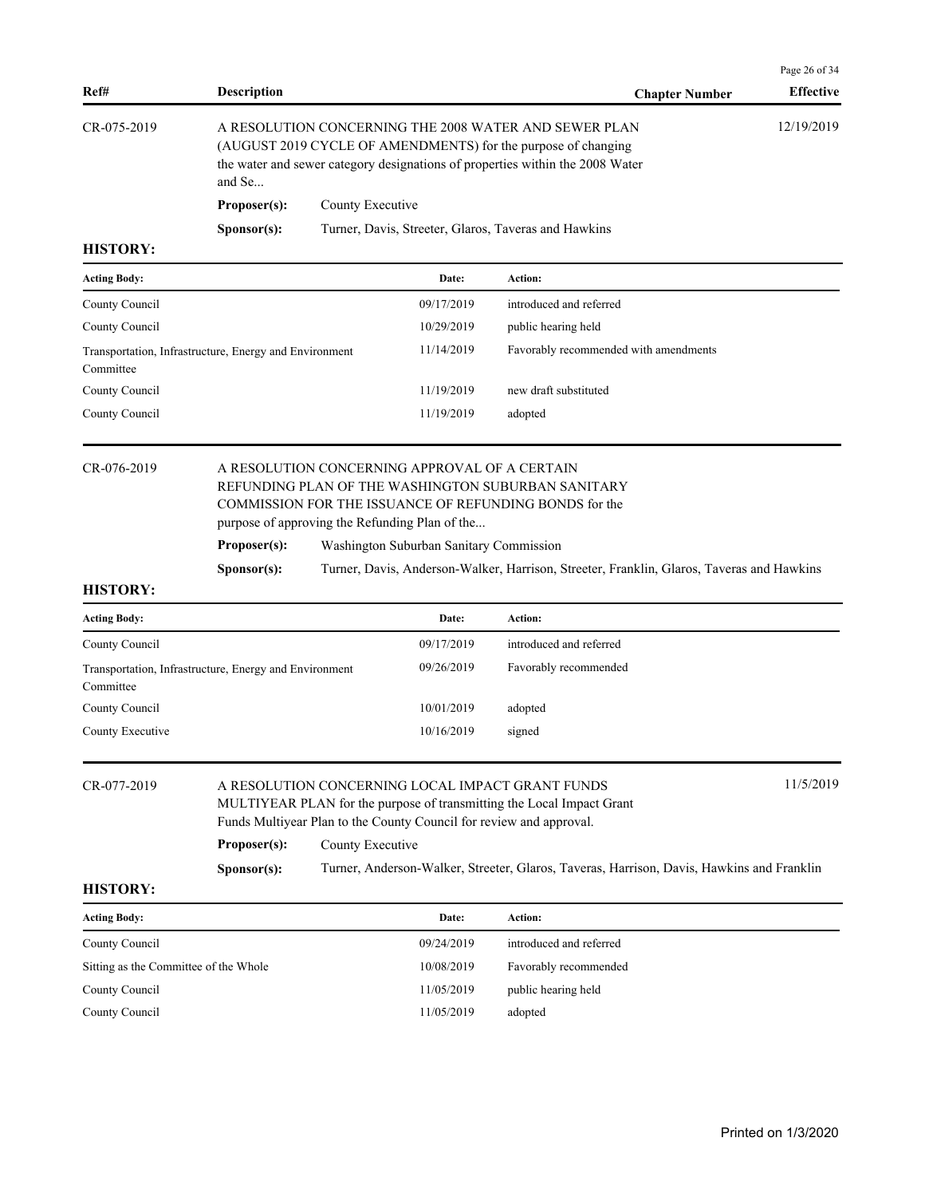| Ref# | Description | Chapter Number | Effective |
|---|---|---|---|
| CR-075-2019 | A RESOLUTION CONCERNING THE 2008 WATER AND SEWER PLAN (AUGUST 2019 CYCLE OF AMENDMENTS) for the purpose of changing the water and sewer category designations of properties within the 2008 Water and Se... | | 12/19/2019 |

**Proposer(s):** County Executive

**Sponsor(s):** Turner, Davis, Streeter, Glaros, Taveras and Hawkins

**HISTORY:**

| Acting Body: | Date: | Action: |
|---|---|---|
| County Council | 09/17/2019 | introduced and referred |
| County Council | 10/29/2019 | public hearing held |
| Transportation, Infrastructure, Energy and Environment Committee | 11/14/2019 | Favorably recommended with amendments |
| County Council | 11/19/2019 | new draft substituted |
| County Council | 11/19/2019 | adopted |

| Ref# | Description | Chapter Number | Effective |
|---|---|---|---|
| CR-076-2019 | A RESOLUTION CONCERNING APPROVAL OF A CERTAIN REFUNDING PLAN OF THE WASHINGTON SUBURBAN SANITARY COMMISSION FOR THE ISSUANCE OF REFUNDING BONDS for the purpose of approving the Refunding Plan of the... | | |

**Proposer(s):** Washington Suburban Sanitary Commission

**Sponsor(s):** Turner, Davis, Anderson-Walker, Harrison, Streeter, Franklin, Glaros, Taveras and Hawkins

**HISTORY:**

| Acting Body: | Date: | Action: |
|---|---|---|
| County Council | 09/17/2019 | introduced and referred |
| Transportation, Infrastructure, Energy and Environment Committee | 09/26/2019 | Favorably recommended |
| County Council | 10/01/2019 | adopted |
| County Executive | 10/16/2019 | signed |

| Ref# | Description | Chapter Number | Effective |
|---|---|---|---|
| CR-077-2019 | A RESOLUTION CONCERNING LOCAL IMPACT GRANT FUNDS MULTIYEAR PLAN for the purpose of transmitting the Local Impact Grant Funds Multiyear Plan to the County Council for review and approval. | | 11/5/2019 |

**Proposer(s):** County Executive

**Sponsor(s):** Turner, Anderson-Walker, Streeter, Glaros, Taveras, Harrison, Davis, Hawkins and Franklin

**HISTORY:**

| Acting Body: | Date: | Action: |
|---|---|---|
| County Council | 09/24/2019 | introduced and referred |
| Sitting as the Committee of the Whole | 10/08/2019 | Favorably recommended |
| County Council | 11/05/2019 | public hearing held |
| County Council | 11/05/2019 | adopted |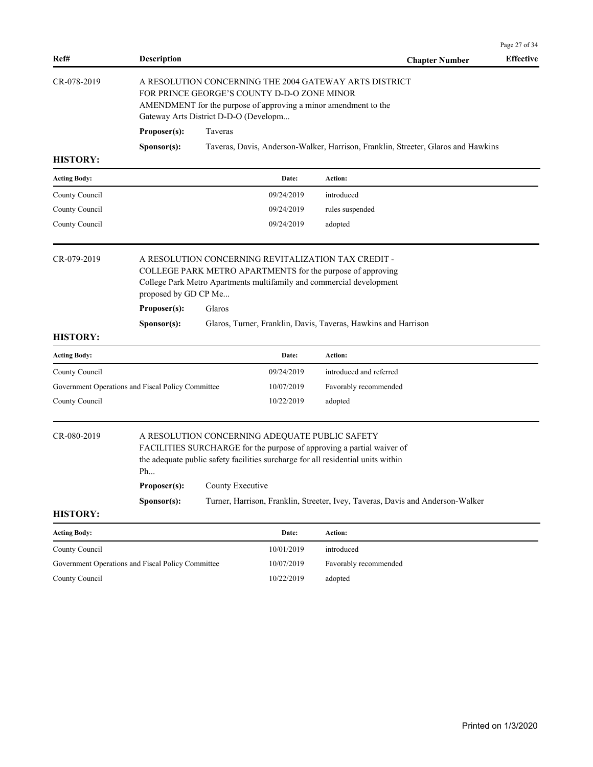| Ref# | Description | Chapter Number | Effective |
|---|---|---|---|

**CR-078-2019**

A RESOLUTION CONCERNING THE 2004 GATEWAY ARTS DISTRICT FOR PRINCE GEORGE'S COUNTY D-D-O ZONE MINOR AMENDMENT for the purpose of approving a minor amendment to the Gateway Arts District D-D-O (Developm...

**Proposer(s):** Taveras

**Sponsor(s):** Taveras, Davis, Anderson-Walker, Harrison, Franklin, Streeter, Glaros and Hawkins

**HISTORY:**

| Acting Body: | Date: | Action: |
|---|---|---|
| County Council | 09/24/2019 | introduced |
| County Council | 09/24/2019 | rules suspended |
| County Council | 09/24/2019 | adopted |

**CR-079-2019**

A RESOLUTION CONCERNING REVITALIZATION TAX CREDIT - COLLEGE PARK METRO APARTMENTS for the purpose of approving College Park Metro Apartments multifamily and commercial development proposed by GD CP Me...

**Proposer(s):** Glaros

**Sponsor(s):** Glaros, Turner, Franklin, Davis, Taveras, Hawkins and Harrison

**HISTORY:**

| Acting Body: | Date: | Action: |
|---|---|---|
| County Council | 09/24/2019 | introduced and referred |
| Government Operations and Fiscal Policy Committee | 10/07/2019 | Favorably recommended |
| County Council | 10/22/2019 | adopted |

**CR-080-2019**

A RESOLUTION CONCERNING ADEQUATE PUBLIC SAFETY FACILITIES SURCHARGE for the purpose of approving a partial waiver of the adequate public safety facilities surcharge for all residential units within Ph...

**Proposer(s):** County Executive

**Sponsor(s):** Turner, Harrison, Franklin, Streeter, Ivey, Taveras, Davis and Anderson-Walker

**HISTORY:**

| Acting Body: | Date: | Action: |
|---|---|---|
| County Council | 10/01/2019 | introduced |
| Government Operations and Fiscal Policy Committee | 10/07/2019 | Favorably recommended |
| County Council | 10/22/2019 | adopted |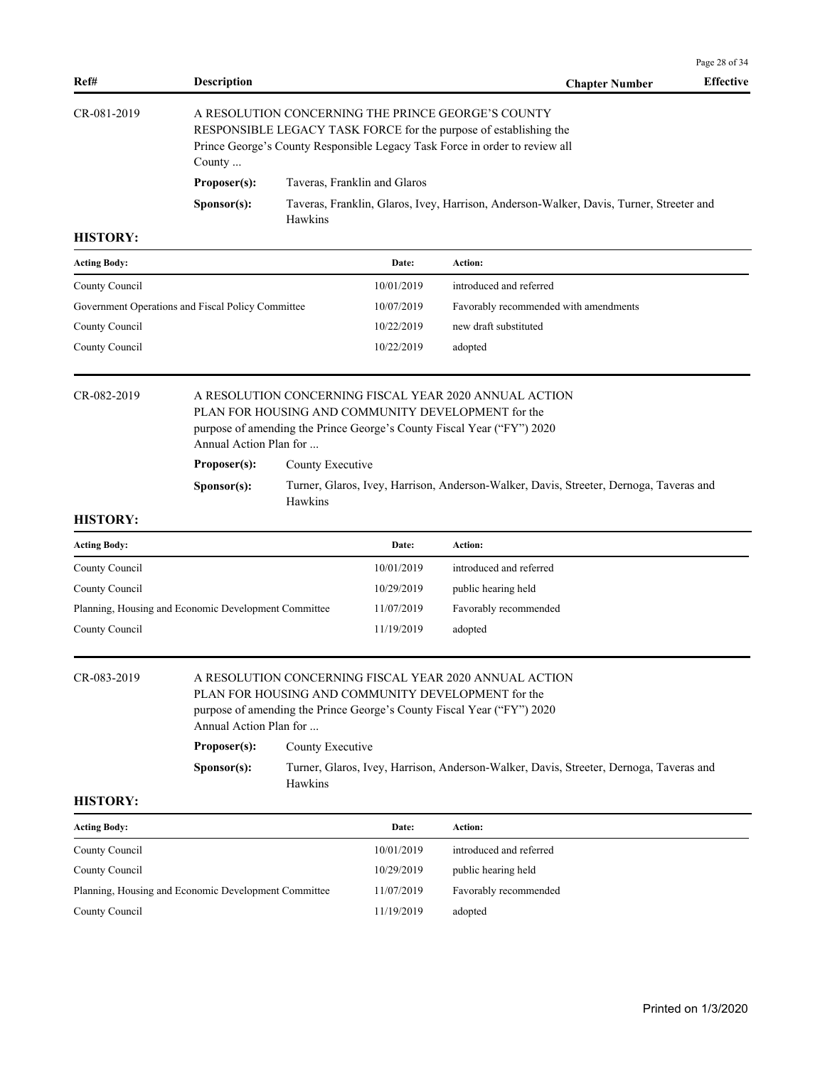| Ref# | Description | Chapter Number | Effective |
|---|---|---|---|

CR-081-2019

A RESOLUTION CONCERNING THE PRINCE GEORGE'S COUNTY RESPONSIBLE LEGACY TASK FORCE for the purpose of establishing the Prince George's County Responsible Legacy Task Force in order to review all County ...

**Proposer(s):** Taveras, Franklin and Glaros

**Sponsor(s):** Taveras, Franklin, Glaros, Ivey, Harrison, Anderson-Walker, Davis, Turner, Streeter and Hawkins

**HISTORY:**

| Acting Body: | Date: | Action: |
|---|---|---|
| County Council | 10/01/2019 | introduced and referred |
| Government Operations and Fiscal Policy Committee | 10/07/2019 | Favorably recommended with amendments |
| County Council | 10/22/2019 | new draft substituted |
| County Council | 10/22/2019 | adopted |

CR-082-2019

A RESOLUTION CONCERNING FISCAL YEAR 2020 ANNUAL ACTION PLAN FOR HOUSING AND COMMUNITY DEVELOPMENT for the purpose of amending the Prince George's County Fiscal Year ("FY") 2020 Annual Action Plan for ...

**Proposer(s):** County Executive

**Sponsor(s):** Turner, Glaros, Ivey, Harrison, Anderson-Walker, Davis, Streeter, Dernoga, Taveras and Hawkins

**HISTORY:**

| Acting Body: | Date: | Action: |
|---|---|---|
| County Council | 10/01/2019 | introduced and referred |
| County Council | 10/29/2019 | public hearing held |
| Planning, Housing and Economic Development Committee | 11/07/2019 | Favorably recommended |
| County Council | 11/19/2019 | adopted |

CR-083-2019

A RESOLUTION CONCERNING FISCAL YEAR 2020 ANNUAL ACTION PLAN FOR HOUSING AND COMMUNITY DEVELOPMENT for the purpose of amending the Prince George's County Fiscal Year ("FY") 2020 Annual Action Plan for ...

**Proposer(s):** County Executive

**Sponsor(s):** Turner, Glaros, Ivey, Harrison, Anderson-Walker, Davis, Streeter, Dernoga, Taveras and Hawkins

**HISTORY:**

| Acting Body: | Date: | Action: |
|---|---|---|
| County Council | 10/01/2019 | introduced and referred |
| County Council | 10/29/2019 | public hearing held |
| Planning, Housing and Economic Development Committee | 11/07/2019 | Favorably recommended |
| County Council | 11/19/2019 | adopted |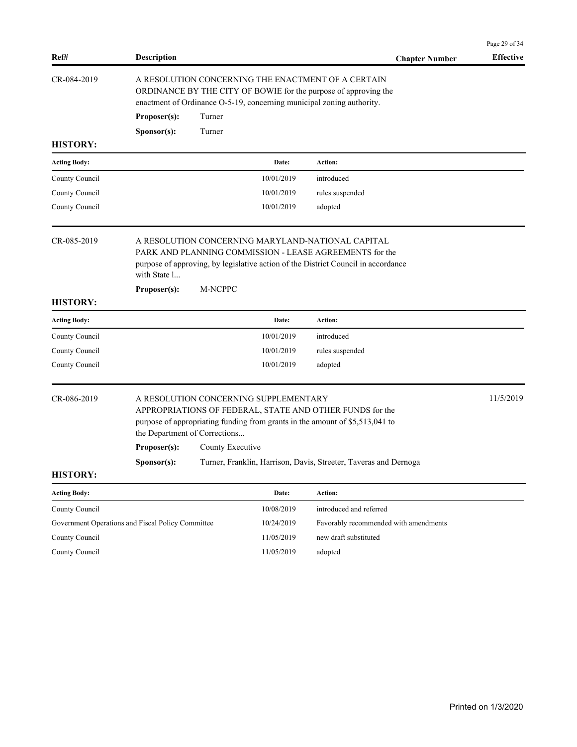| Ref# | Description | Chapter Number | Effective |
|---|---|---|---|

CR-084-2019

A RESOLUTION CONCERNING THE ENACTMENT OF A CERTAIN ORDINANCE BY THE CITY OF BOWIE for the purpose of approving the enactment of Ordinance O-5-19, concerning municipal zoning authority.

**Proposer(s):** Turner

**Sponsor(s):** Turner

**HISTORY:**

| Acting Body: | Date: | Action: |
|---|---|---|
| County Council | 10/01/2019 | introduced |
| County Council | 10/01/2019 | rules suspended |
| County Council | 10/01/2019 | adopted |

CR-085-2019

A RESOLUTION CONCERNING MARYLAND-NATIONAL CAPITAL PARK AND PLANNING COMMISSION - LEASE AGREEMENTS for the purpose of approving, by legislative action of the District Council in accordance with State l...

**Proposer(s):** M-NCPPC

**HISTORY:**

| Acting Body: | Date: | Action: |
|---|---|---|
| County Council | 10/01/2019 | introduced |
| County Council | 10/01/2019 | rules suspended |
| County Council | 10/01/2019 | adopted |

CR-086-2019 — Effective: 11/5/2019

A RESOLUTION CONCERNING SUPPLEMENTARY APPROPRIATIONS OF FEDERAL, STATE AND OTHER FUNDS for the purpose of appropriating funding from grants in the amount of $5,513,041 to the Department of Corrections...

**Proposer(s):** County Executive

**Sponsor(s):** Turner, Franklin, Harrison, Davis, Streeter, Taveras and Dernoga

**HISTORY:**

| Acting Body: | Date: | Action: |
|---|---|---|
| County Council | 10/08/2019 | introduced and referred |
| Government Operations and Fiscal Policy Committee | 10/24/2019 | Favorably recommended with amendments |
| County Council | 11/05/2019 | new draft substituted |
| County Council | 11/05/2019 | adopted |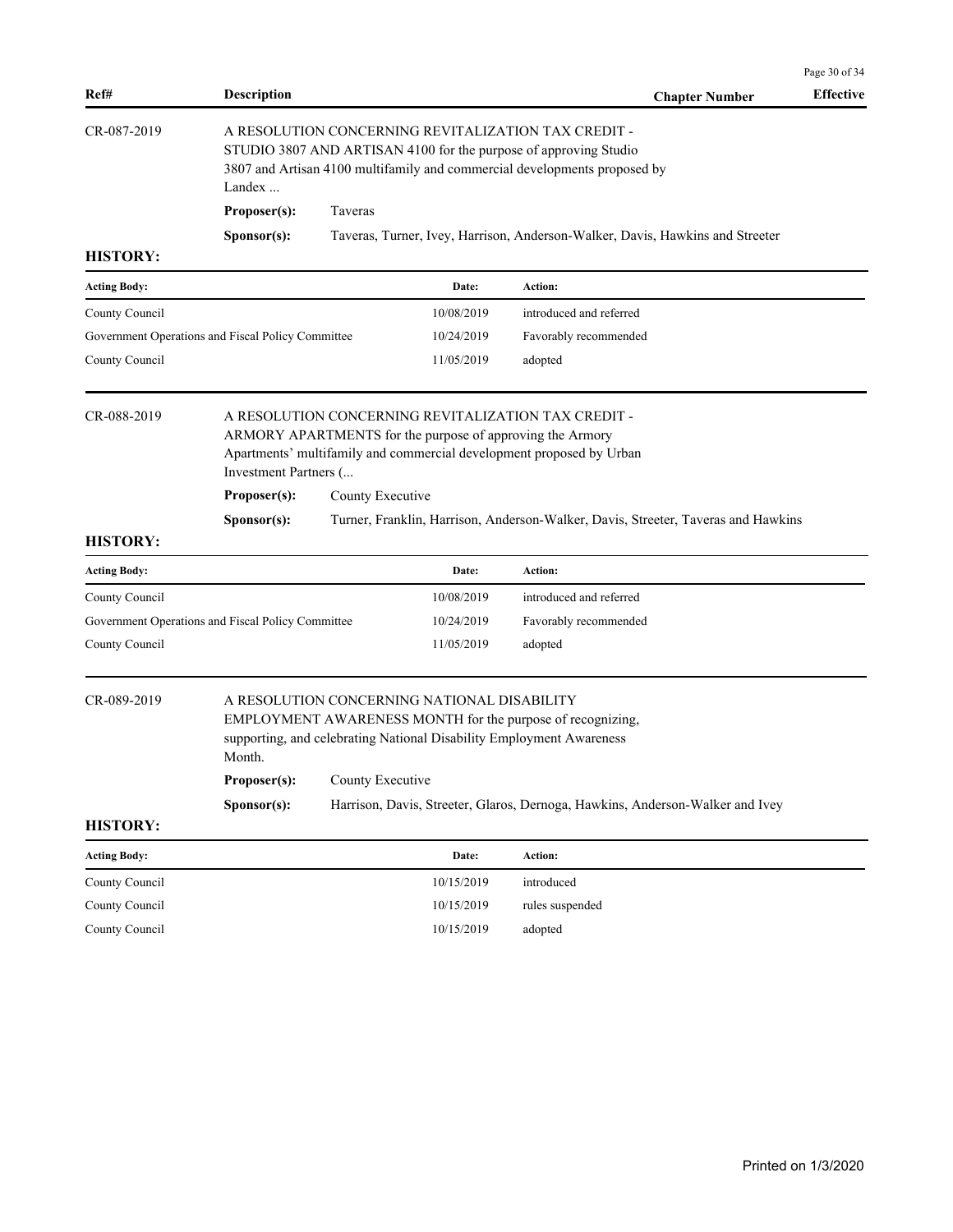| Ref# | Description | Chapter Number | Effective |
|---|---|---|---|

**CR-087-2019**

A RESOLUTION CONCERNING REVITALIZATION TAX CREDIT - STUDIO 3807 AND ARTISAN 4100 for the purpose of approving Studio 3807 and Artisan 4100 multifamily and commercial developments proposed by Landex ...

**Proposer(s):** Taveras

**Sponsor(s):** Taveras, Turner, Ivey, Harrison, Anderson-Walker, Davis, Hawkins and Streeter

**HISTORY:**

| Acting Body: | Date: | Action: |
|---|---|---|
| County Council | 10/08/2019 | introduced and referred |
| Government Operations and Fiscal Policy Committee | 10/24/2019 | Favorably recommended |
| County Council | 11/05/2019 | adopted |

**CR-088-2019**

A RESOLUTION CONCERNING REVITALIZATION TAX CREDIT - ARMORY APARTMENTS for the purpose of approving the Armory Apartments' multifamily and commercial development proposed by Urban Investment Partners (...

**Proposer(s):** County Executive

**Sponsor(s):** Turner, Franklin, Harrison, Anderson-Walker, Davis, Streeter, Taveras and Hawkins

**HISTORY:**

| Acting Body: | Date: | Action: |
|---|---|---|
| County Council | 10/08/2019 | introduced and referred |
| Government Operations and Fiscal Policy Committee | 10/24/2019 | Favorably recommended |
| County Council | 11/05/2019 | adopted |

**CR-089-2019**

A RESOLUTION CONCERNING NATIONAL DISABILITY EMPLOYMENT AWARENESS MONTH for the purpose of recognizing, supporting, and celebrating National Disability Employment Awareness Month.

**Proposer(s):** County Executive

**Sponsor(s):** Harrison, Davis, Streeter, Glaros, Dernoga, Hawkins, Anderson-Walker and Ivey

**HISTORY:**

| Acting Body: | Date: | Action: |
|---|---|---|
| County Council | 10/15/2019 | introduced |
| County Council | 10/15/2019 | rules suspended |
| County Council | 10/15/2019 | adopted |

Printed on 1/3/2020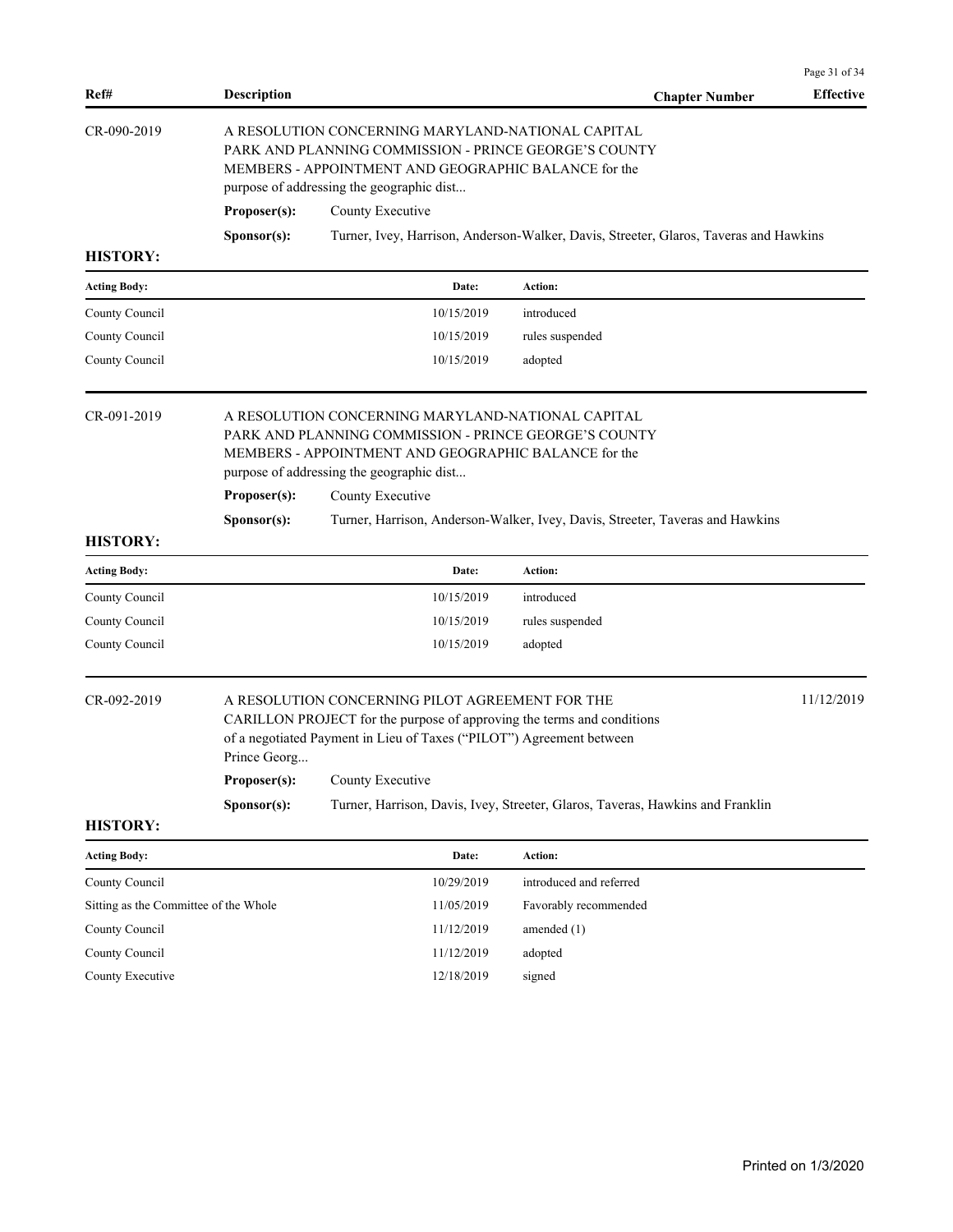| Ref# | Description | Chapter Number | Effective |
|---|---|---|---|

**CR-090-2019**

A RESOLUTION CONCERNING MARYLAND-NATIONAL CAPITAL PARK AND PLANNING COMMISSION - PRINCE GEORGE'S COUNTY MEMBERS - APPOINTMENT AND GEOGRAPHIC BALANCE for the purpose of addressing the geographic dist...

**Proposer(s):** County Executive

**Sponsor(s):** Turner, Ivey, Harrison, Anderson-Walker, Davis, Streeter, Glaros, Taveras and Hawkins

**HISTORY:**

| Acting Body: | Date: | Action: |
|---|---|---|
| County Council | 10/15/2019 | introduced |
| County Council | 10/15/2019 | rules suspended |
| County Council | 10/15/2019 | adopted |

**CR-091-2019**

A RESOLUTION CONCERNING MARYLAND-NATIONAL CAPITAL PARK AND PLANNING COMMISSION - PRINCE GEORGE'S COUNTY MEMBERS - APPOINTMENT AND GEOGRAPHIC BALANCE for the purpose of addressing the geographic dist...

**Proposer(s):** County Executive

**Sponsor(s):** Turner, Harrison, Anderson-Walker, Ivey, Davis, Streeter, Taveras and Hawkins

**HISTORY:**

| Acting Body: | Date: | Action: |
|---|---|---|
| County Council | 10/15/2019 | introduced |
| County Council | 10/15/2019 | rules suspended |
| County Council | 10/15/2019 | adopted |

**CR-092-2019** — Effective: 11/12/2019

A RESOLUTION CONCERNING PILOT AGREEMENT FOR THE CARILLON PROJECT for the purpose of approving the terms and conditions of a negotiated Payment in Lieu of Taxes ("PILOT") Agreement between Prince Georg...

**Proposer(s):** County Executive

**Sponsor(s):** Turner, Harrison, Davis, Ivey, Streeter, Glaros, Taveras, Hawkins and Franklin

**HISTORY:**

| Acting Body: | Date: | Action: |
|---|---|---|
| County Council | 10/29/2019 | introduced and referred |
| Sitting as the Committee of the Whole | 11/05/2019 | Favorably recommended |
| County Council | 11/12/2019 | amended (1) |
| County Council | 11/12/2019 | adopted |
| County Executive | 12/18/2019 | signed |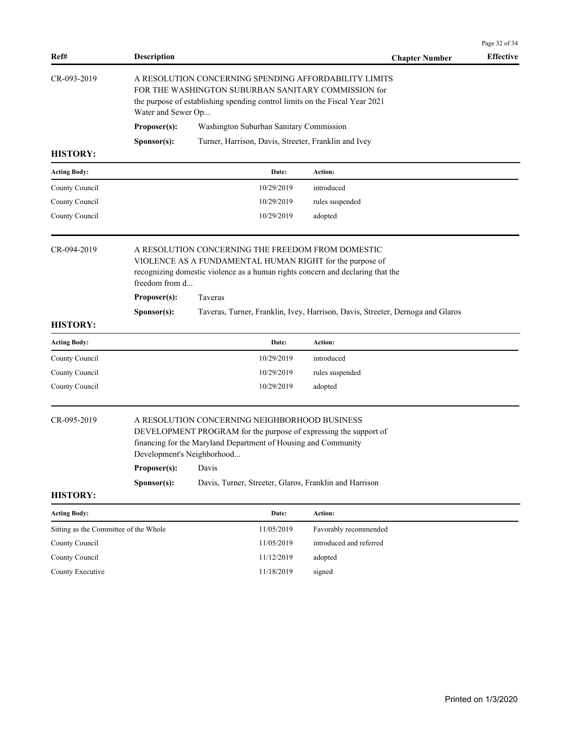| Ref# | Description | Chapter Number | Effective |
|---|---|---|---|

CR-093-2019

A RESOLUTION CONCERNING SPENDING AFFORDABILITY LIMITS FOR THE WASHINGTON SUBURBAN SANITARY COMMISSION for the purpose of establishing spending control limits on the Fiscal Year 2021 Water and Sewer Op...

**Proposer(s):** Washington Suburban Sanitary Commission

**Sponsor(s):** Turner, Harrison, Davis, Streeter, Franklin and Ivey

**HISTORY:**

| Acting Body: | Date: | Action: |
|---|---|---|
| County Council | 10/29/2019 | introduced |
| County Council | 10/29/2019 | rules suspended |
| County Council | 10/29/2019 | adopted |

CR-094-2019

A RESOLUTION CONCERNING THE FREEDOM FROM DOMESTIC VIOLENCE AS A FUNDAMENTAL HUMAN RIGHT for the purpose of recognizing domestic violence as a human rights concern and declaring that the freedom from d...

**Proposer(s):** Taveras

**Sponsor(s):** Taveras, Turner, Franklin, Ivey, Harrison, Davis, Streeter, Dernoga and Glaros

**HISTORY:**

| Acting Body: | Date: | Action: |
|---|---|---|
| County Council | 10/29/2019 | introduced |
| County Council | 10/29/2019 | rules suspended |
| County Council | 10/29/2019 | adopted |

CR-095-2019

A RESOLUTION CONCERNING NEIGHBORHOOD BUSINESS DEVELOPMENT PROGRAM for the purpose of expressing the support of financing for the Maryland Department of Housing and Community Development's Neighborhood...

**Proposer(s):** Davis

**Sponsor(s):** Davis, Turner, Streeter, Glaros, Franklin and Harrison

**HISTORY:**

| Acting Body: | Date: | Action: |
|---|---|---|
| Sitting as the Committee of the Whole | 11/05/2019 | Favorably recommended |
| County Council | 11/05/2019 | introduced and referred |
| County Council | 11/12/2019 | adopted |
| County Executive | 11/18/2019 | signed |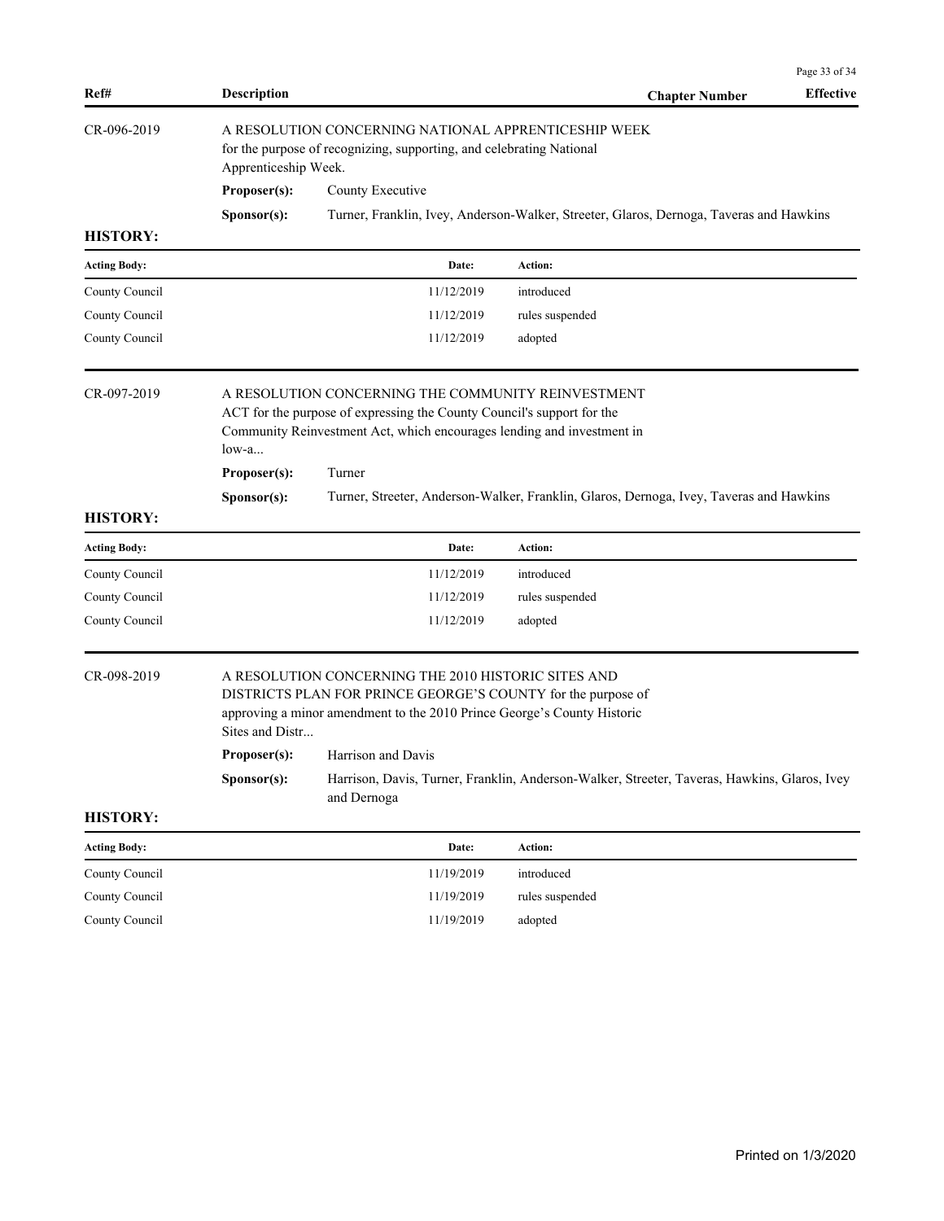| Ref# | Description | Chapter Number | Effective |
|---|---|---|---|

CR-096-2019

A RESOLUTION CONCERNING NATIONAL APPRENTICESHIP WEEK for the purpose of recognizing, supporting, and celebrating National Apprenticeship Week.

**Proposer(s):** County Executive

**Sponsor(s):** Turner, Franklin, Ivey, Anderson-Walker, Streeter, Glaros, Dernoga, Taveras and Hawkins

**HISTORY:**

| Acting Body: | Date: | Action: |
|---|---|---|
| County Council | 11/12/2019 | introduced |
| County Council | 11/12/2019 | rules suspended |
| County Council | 11/12/2019 | adopted |

CR-097-2019

A RESOLUTION CONCERNING THE COMMUNITY REINVESTMENT ACT for the purpose of expressing the County Council's support for the Community Reinvestment Act, which encourages lending and investment in low-a...

**Proposer(s):** Turner

**Sponsor(s):** Turner, Streeter, Anderson-Walker, Franklin, Glaros, Dernoga, Ivey, Taveras and Hawkins

**HISTORY:**

| Acting Body: | Date: | Action: |
|---|---|---|
| County Council | 11/12/2019 | introduced |
| County Council | 11/12/2019 | rules suspended |
| County Council | 11/12/2019 | adopted |

CR-098-2019

A RESOLUTION CONCERNING THE 2010 HISTORIC SITES AND DISTRICTS PLAN FOR PRINCE GEORGE'S COUNTY for the purpose of approving a minor amendment to the 2010 Prince George's County Historic Sites and Distr...

**Proposer(s):** Harrison and Davis

**Sponsor(s):** Harrison, Davis, Turner, Franklin, Anderson-Walker, Streeter, Taveras, Hawkins, Glaros, Ivey and Dernoga

**HISTORY:**

| Acting Body: | Date: | Action: |
|---|---|---|
| County Council | 11/19/2019 | introduced |
| County Council | 11/19/2019 | rules suspended |
| County Council | 11/19/2019 | adopted |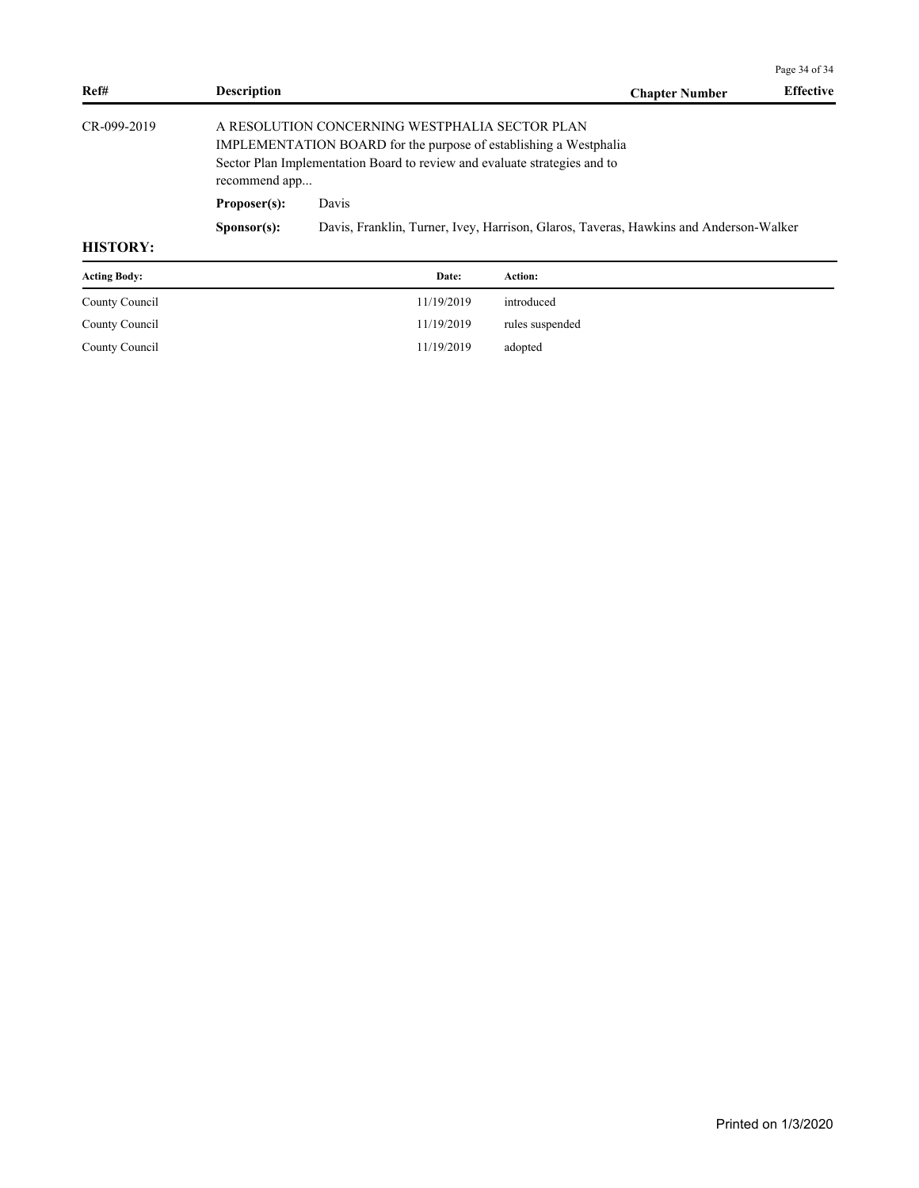| Ref# | Description | Chapter Number | Effective |
| --- | --- | --- | --- |
| CR-099-2019 | A RESOLUTION CONCERNING WESTPHALIA SECTOR PLAN IMPLEMENTATION BOARD for the purpose of establishing a Westphalia Sector Plan Implementation Board to review and evaluate strategies and to recommend app... | | |

**Proposer(s):** Davis

**Sponsor(s):** Davis, Franklin, Turner, Ivey, Harrison, Glaros, Taveras, Hawkins and Anderson-Walker

**HISTORY:**

| Acting Body: | Date: | Action: |
| --- | --- | --- |
| County Council | 11/19/2019 | introduced |
| County Council | 11/19/2019 | rules suspended |
| County Council | 11/19/2019 | adopted |